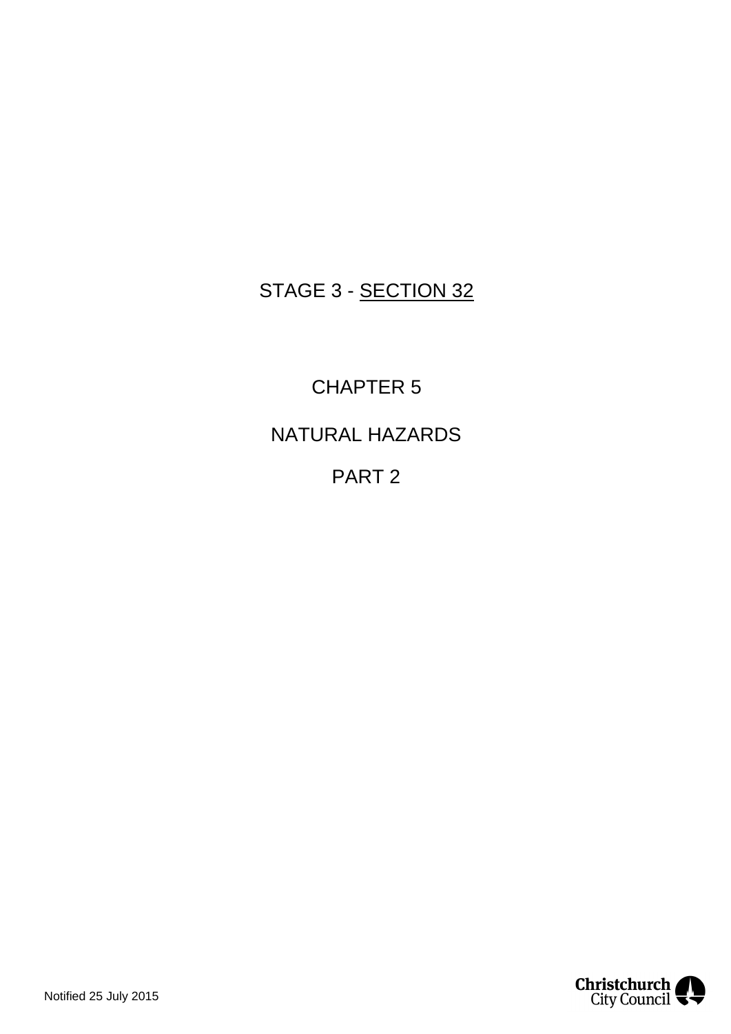STAGE 3 - <u>SECTION 32</u>

# CHAPTER 5

# NATURAL HAZARDS

# PART 2

Notified 25 July 2015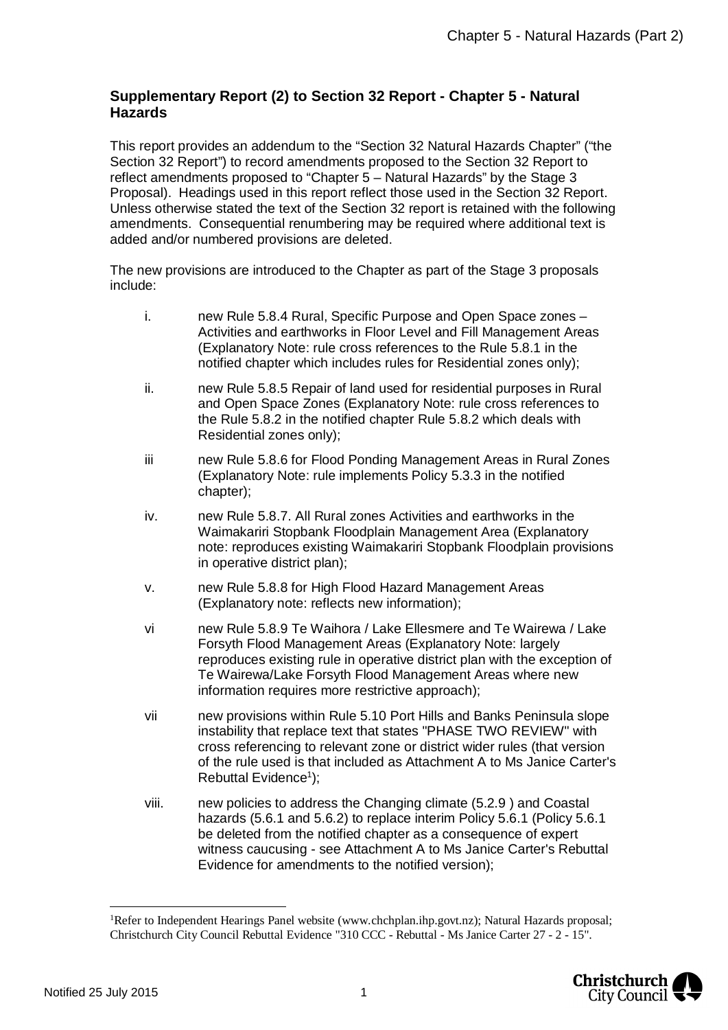## Supplementary Report (2) to Section 32 Report - Chapter 5 - Natural Hazards

This report provides an addendum to the "Section 32 Natural Hazards Chapter" ("the Section 32 Report") to record amendments proposed to the Section 32 Report to reflect amendments proposed to "Chapter 5 – Natural Hazards" by the Stage 3 Proposal). Headings used in this report reflect those used in the Section 32 Report. Unless otherwise stated the text of the Section 32 report is retained with the following amendments. Consequential renumbering may be required where additional text is added and/or numbered provisions are deleted.

The new provisions are introduced to the Chapter as part of the Stage 3 proposals include:

i. new Rule 5.8.4 Rural, Specific Purpose and Open Space zones – Activities and earthworks in Floor Level and Fill Management Areas (Explanatory Note: rule cross references to the Rule 5.8.1 in the notified chapter which includes rules for Residential zones only);

ii. new Rule 5.8.5 Repair of land used for residential purposes in Rural and Open Space Zones (Explanatory Note: rule cross references to the Rule 5.8.2 in the notified chapter Rule 5.8.2 which deals with Residential zones only);

iii new Rule 5.8.6 for Flood Ponding Management Areas in Rural Zones (Explanatory Note: rule implements Policy 5.3.3 in the notified chapter);

iv. new Rule 5.8.7. All Rural zones Activities and earthworks in the Waimakariri Stopbank Floodplain Management Area (Explanatory note: reproduces existing Waimakariri Stopbank Floodplain provisions in operative district plan);

v. new Rule 5.8.8 for High Flood Hazard Management Areas (Explanatory note: reflects new information);

vi new Rule 5.8.9 Te Waihora / Lake Ellesmere and Te Wairewa / Lake Forsyth Flood Management Areas (Explanatory Note: largely reproduces existing rule in operative district plan with the exception of Te Wairewa/Lake Forsyth Flood Management Areas where new information requires more restrictive approach);

vii new provisions within Rule 5.10 Port Hills and Banks Peninsula slope instability that replace text that states "PHASE TWO REVIEW" with cross referencing to relevant zone or district wider rules (that version of the rule used is that included as Attachment A to Ms Janice Carter's Rebuttal Evidence[1]);

viii. new policies to address the Changing climate (5.2.9 ) and Coastal hazards (5.6.1 and 5.6.2) to replace interim Policy 5.6.1 (Policy 5.6.1 be deleted from the notified chapter as a consequence of expert witness caucusing - see Attachment A to Ms Janice Carter's Rebuttal Evidence for amendments to the notified version);

[1] Refer to Independent Hearings Panel website (www.chchplan.ihp.govt.nz); Natural Hazards proposal; Christchurch City Council Rebuttal Evidence "310 CCC - Rebuttal - Ms Janice Carter 27 - 2 - 15".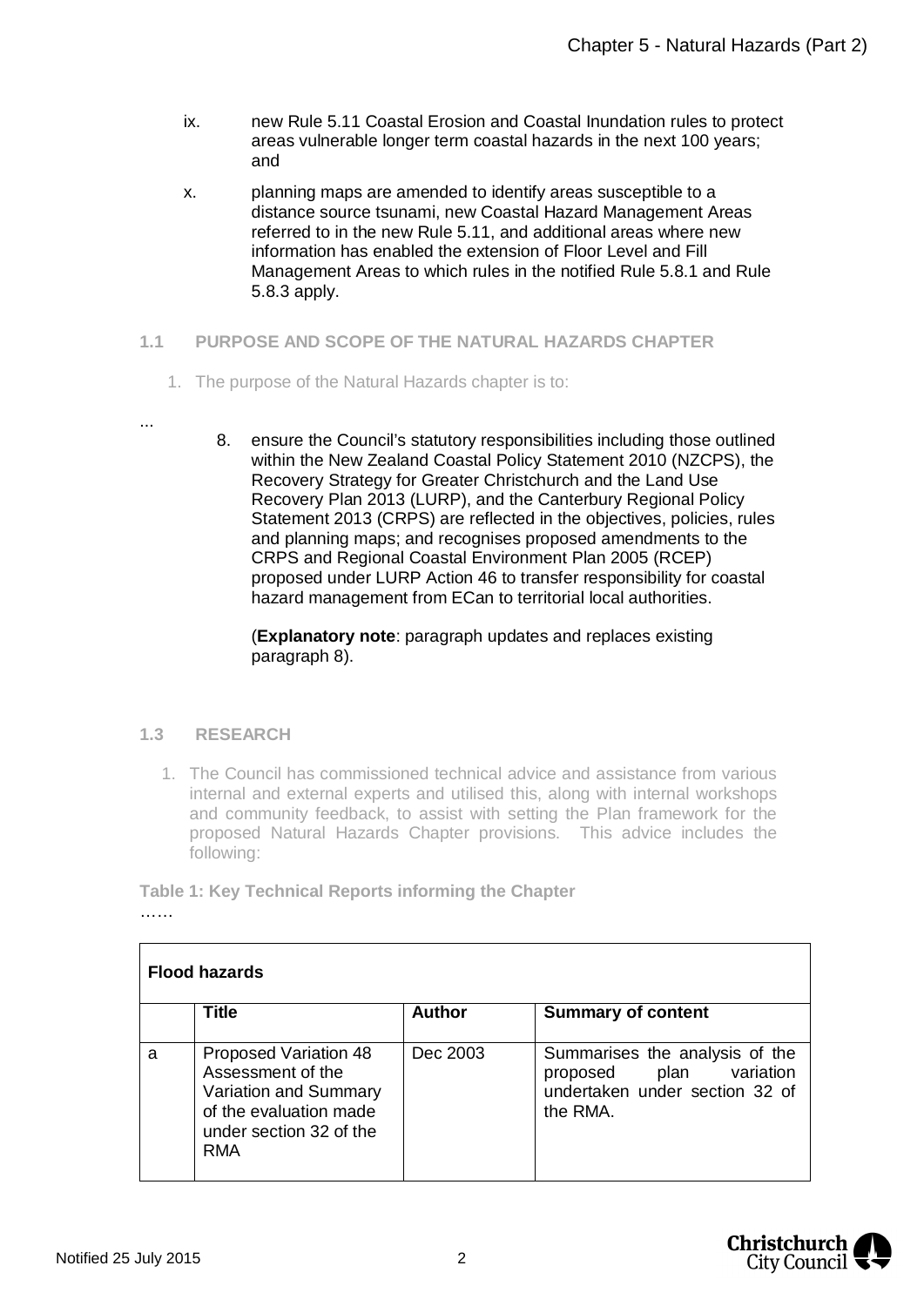ix. new Rule 5.11 Coastal Erosion and Coastal Inundation rules to protect areas vulnerable longer term coastal hazards in the next 100 years; and

x. planning maps are amended to identify areas susceptible to a distance source tsunami, new Coastal Hazard Management Areas referred to in the new Rule 5.11, and additional areas where new information has enabled the extension of Floor Level and Fill Management Areas to which rules in the notified Rule 5.8.1 and Rule 5.8.3 apply.

## 1.1 PURPOSE AND SCOPE OF THE NATURAL HAZARDS CHAPTER

1. The purpose of the Natural Hazards chapter is to:

...

8. ensure the Council's statutory responsibilities including those outlined within the New Zealand Coastal Policy Statement 2010 (NZCPS), the Recovery Strategy for Greater Christchurch and the Land Use Recovery Plan 2013 (LURP), and the Canterbury Regional Policy Statement 2013 (CRPS) are reflected in the objectives, policies, rules and planning maps; and recognises proposed amendments to the CRPS and Regional Coastal Environment Plan 2005 (RCEP) proposed under LURP Action 46 to transfer responsibility for coastal hazard management from ECan to territorial local authorities.

   (**Explanatory note**: paragraph updates and replaces existing paragraph 8).

## 1.3 RESEARCH

1. The Council has commissioned technical advice and assistance from various internal and external experts and utilised this, along with internal workshops and community feedback, to assist with setting the Plan framework for the proposed Natural Hazards Chapter provisions. This advice includes the following:

**Table 1: Key Technical Reports informing the Chapter**

……

| **Flood hazards** | | | |
|---|---|---|---|
| | **Title** | **Author** | **Summary of content** |
| a | Proposed Variation 48 Assessment of the Variation and Summary of the evaluation made under section 32 of the RMA | Dec 2003 | Summarises the analysis of the proposed plan variation undertaken under section 32 of the RMA. |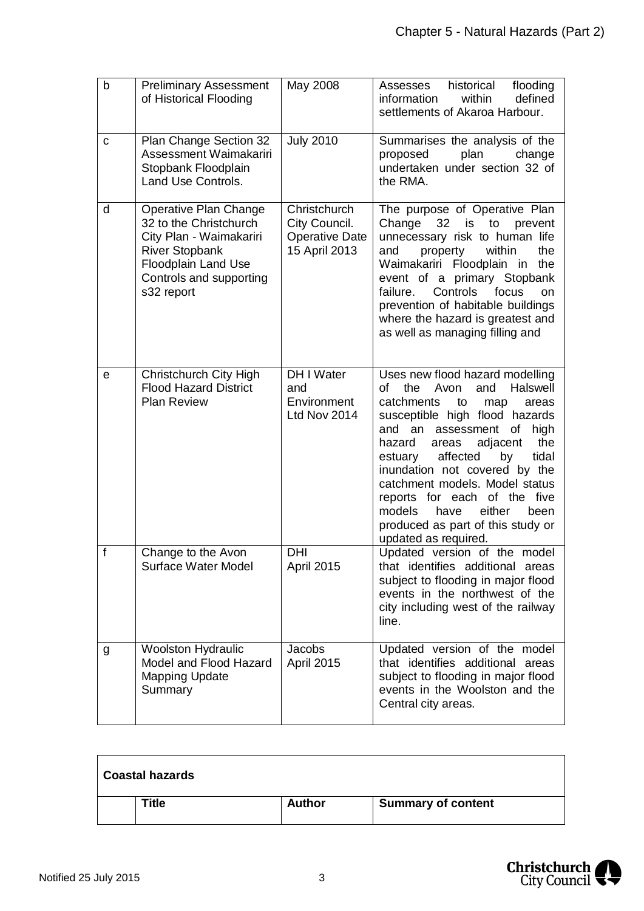| | | | |
|---|---|---|---|
| b | Preliminary Assessment of Historical Flooding | May 2008 | Assesses historical flooding information within defined settlements of Akaroa Harbour. |
| c | Plan Change Section 32 Assessment Waimakariri Stopbank Floodplain Land Use Controls. | July 2010 | Summarises the analysis of the proposed plan change undertaken under section 32 of the RMA. |
| d | Operative Plan Change 32 to the Christchurch City Plan - Waimakariri River Stopbank Floodplain Land Use Controls and supporting s32 report | Christchurch City Council. Operative Date 15 April 2013 | The purpose of Operative Plan Change 32 is to prevent unnecessary risk to human life and property within the Waimakariri Floodplain in the event of a primary Stopbank failure. Controls focus on prevention of habitable buildings where the hazard is greatest and as well as managing filling and |
| e | Christchurch City High Flood Hazard District Plan Review | DH I Water and Environment Ltd Nov 2014 | Uses new flood hazard modelling of the Avon and Halswell catchments to map areas susceptible high flood hazards and an assessment of high hazard areas adjacent the estuary affected by tidal inundation not covered by the catchment models. Model status reports for each of the five models have either been produced as part of this study or updated as required. |
| f | Change to the Avon Surface Water Model | DHI April 2015 | Updated version of the model that identifies additional areas subject to flooding in major flood events in the northwest of the city including west of the railway line. |
| g | Woolston Hydraulic Model and Flood Hazard Mapping Update Summary | Jacobs April 2015 | Updated version of the model that identifies additional areas subject to flooding in major flood events in the Woolston and the Central city areas. |

| **Coastal hazards** | | | |
|---|---|---|---|
| | **Title** | **Author** | **Summary of content** |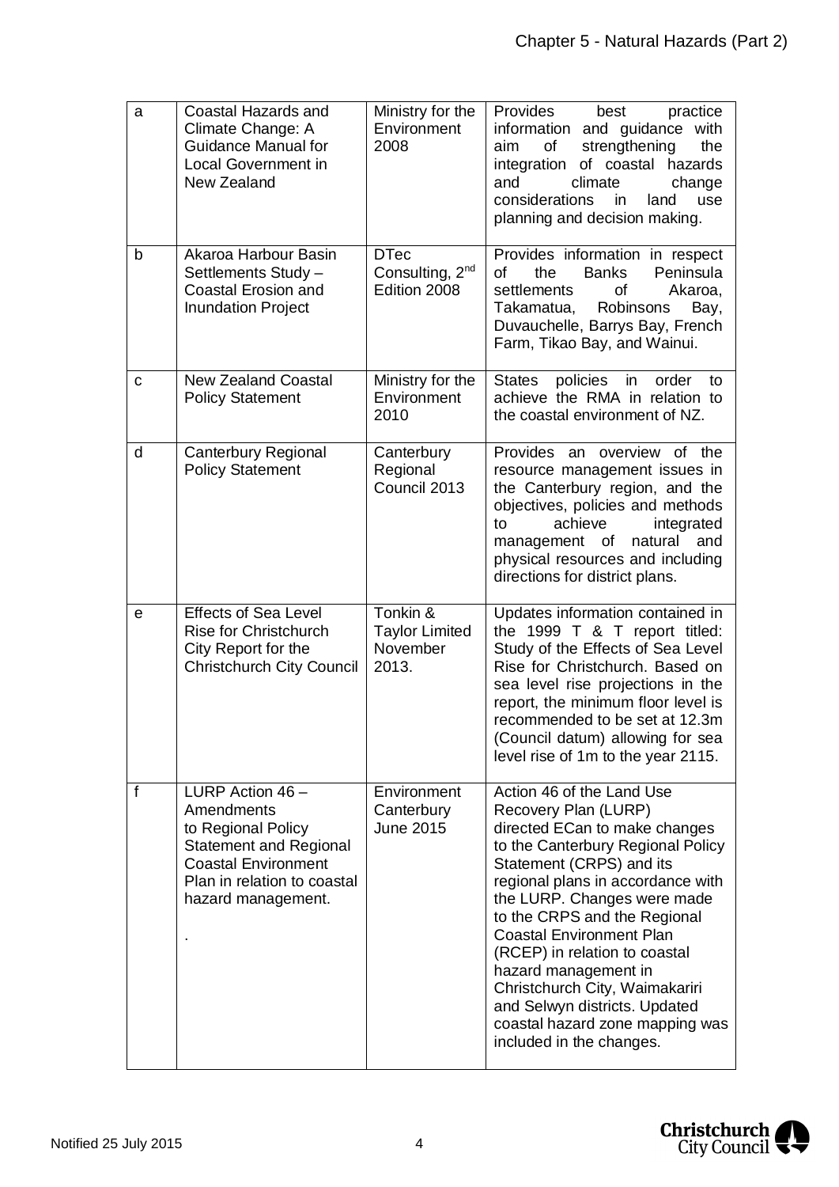| a | Coastal Hazards and Climate Change: A Guidance Manual for Local Government in New Zealand | Ministry for the Environment 2008 | Provides best practice information and guidance with aim of strengthening the integration of coastal hazards and climate change considerations in land use planning and decision making. |
|---|---|---|---|
| b | Akaroa Harbour Basin Settlements Study – Coastal Erosion and Inundation Project | DTec Consulting, 2nd Edition 2008 | Provides information in respect of the Banks Peninsula settlements of Akaroa, Takamatua, Robinsons Bay, Duvauchelle, Barrys Bay, French Farm, Tikao Bay, and Wainui. |
| c | New Zealand Coastal Policy Statement | Ministry for the Environment 2010 | States policies in order to achieve the RMA in relation to the coastal environment of NZ. |
| d | Canterbury Regional Policy Statement | Canterbury Regional Council 2013 | Provides an overview of the resource management issues in the Canterbury region, and the objectives, policies and methods to achieve integrated management of natural and physical resources and including directions for district plans. |
| e | Effects of Sea Level Rise for Christchurch City Report for the Christchurch City Council | Tonkin & Taylor Limited November 2013. | Updates information contained in the 1999 T & T report titled: Study of the Effects of Sea Level Rise for Christchurch. Based on sea level rise projections in the report, the minimum floor level is recommended to be set at 12.3m (Council datum) allowing for sea level rise of 1m to the year 2115. |
| f | LURP Action 46 – Amendments to Regional Policy Statement and Regional Coastal Environment Plan in relation to coastal hazard management. . | Environment Canterbury June 2015 | Action 46 of the Land Use Recovery Plan (LURP) directed ECan to make changes to the Canterbury Regional Policy Statement (CRPS) and its regional plans in accordance with the LURP. Changes were made to the CRPS and the Regional Coastal Environment Plan (RCEP) in relation to coastal hazard management in Christchurch City, Waimakariri and Selwyn districts. Updated coastal hazard zone mapping was included in the changes. |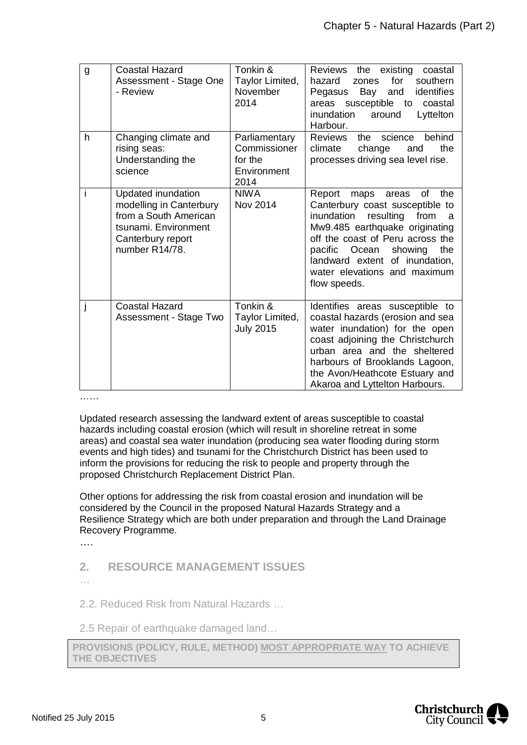| g | Coastal Hazard Assessment - Stage One - Review | Tonkin & Taylor Limited, November 2014 | Reviews the existing coastal hazard zones for southern Pegasus Bay and identifies areas susceptible to coastal inundation around Lyttelton Harbour. |
|---|---|---|---|
| h | Changing climate and rising seas: Understanding the science | Parliamentary Commissioner for the Environment 2014 | Reviews the science behind climate change and the processes driving sea level rise. |
| i | Updated inundation modelling in Canterbury from a South American tsunami. Environment Canterbury report number R14/78. | NIWA Nov 2014 | Report maps areas of the Canterbury coast susceptible to inundation resulting from a Mw9.485 earthquake originating off the coast of Peru across the pacific Ocean showing the landward extent of inundation, water elevations and maximum flow speeds. |
| j | Coastal Hazard Assessment - Stage Two | Tonkin & Taylor Limited, July 2015 | Identifies areas susceptible to coastal hazards (erosion and sea water inundation) for the open coast adjoining the Christchurch urban area and the sheltered harbours of Brooklands Lagoon, the Avon/Heathcote Estuary and Akaroa and Lyttelton Harbours. |

……

Updated research assessing the landward extent of areas susceptible to coastal hazards including coastal erosion (which will result in shoreline retreat in some areas) and coastal sea water inundation (producing sea water flooding during storm events and high tides) and tsunami for the Christchurch District has been used to inform the provisions for reducing the risk to people and property through the proposed Christchurch Replacement District Plan.

Other options for addressing the risk from coastal erosion and inundation will be considered by the Council in the proposed Natural Hazards Strategy and a Resilience Strategy which are both under preparation and through the Land Drainage Recovery Programme.

….

## 2. RESOURCE MANAGEMENT ISSUES

…

2.2. Reduced Risk from Natural Hazards …

2.5 Repair of earthquake damaged land…

**PROVISIONS (POLICY, RULE, METHOD) MOST APPROPRIATE WAY TO ACHIEVE THE OBJECTIVES**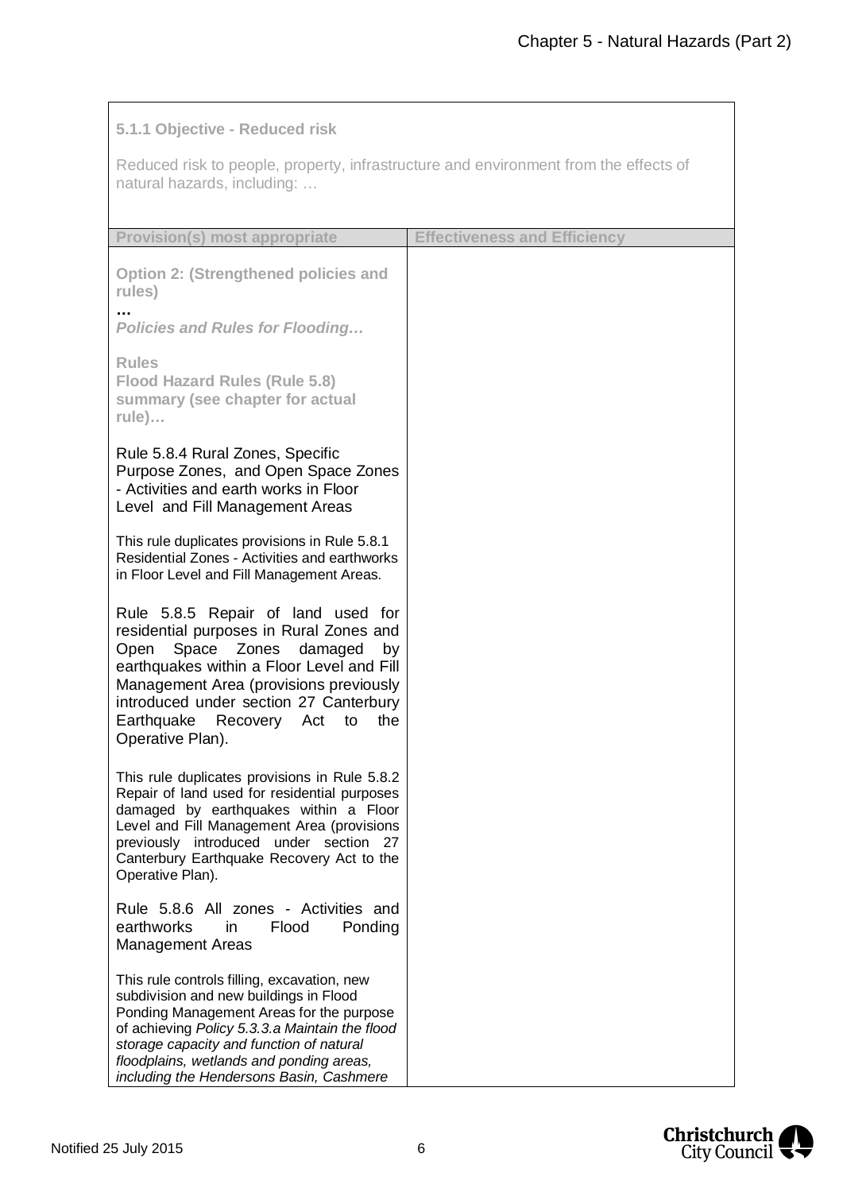**5.1.1 Objective - Reduced risk**

Reduced risk to people, property, infrastructure and environment from the effects of natural hazards, including: …

| Provision(s) most appropriate | Effectiveness and Efficiency |
|---|---|
| **Option 2: (Strengthened policies and rules)**<br>**…**<br>***Policies and Rules for Flooding…***<br><br>**Rules**<br>**Flood Hazard Rules (Rule 5.8) summary (see chapter for actual rule)…**<br><br>Rule 5.8.4 Rural Zones, Specific Purpose Zones, and Open Space Zones - Activities and earth works in Floor Level and Fill Management Areas<br><br>This rule duplicates provisions in Rule 5.8.1 Residential Zones - Activities and earthworks in Floor Level and Fill Management Areas.<br><br>Rule 5.8.5 Repair of land used for residential purposes in Rural Zones and Open Space Zones damaged by earthquakes within a Floor Level and Fill Management Area (provisions previously introduced under section 27 Canterbury Earthquake Recovery Act to the Operative Plan).<br><br>This rule duplicates provisions in Rule 5.8.2 Repair of land used for residential purposes damaged by earthquakes within a Floor Level and Fill Management Area (provisions previously introduced under section 27 Canterbury Earthquake Recovery Act to the Operative Plan).<br><br>Rule 5.8.6 All zones - Activities and earthworks in Flood Ponding Management Areas<br><br>This rule controls filling, excavation, new subdivision and new buildings in Flood Ponding Management Areas for the purpose of achieving *Policy 5.3.3.a Maintain the flood storage capacity and function of natural floodplains, wetlands and ponding areas, including the Hendersons Basin, Cashmere* | |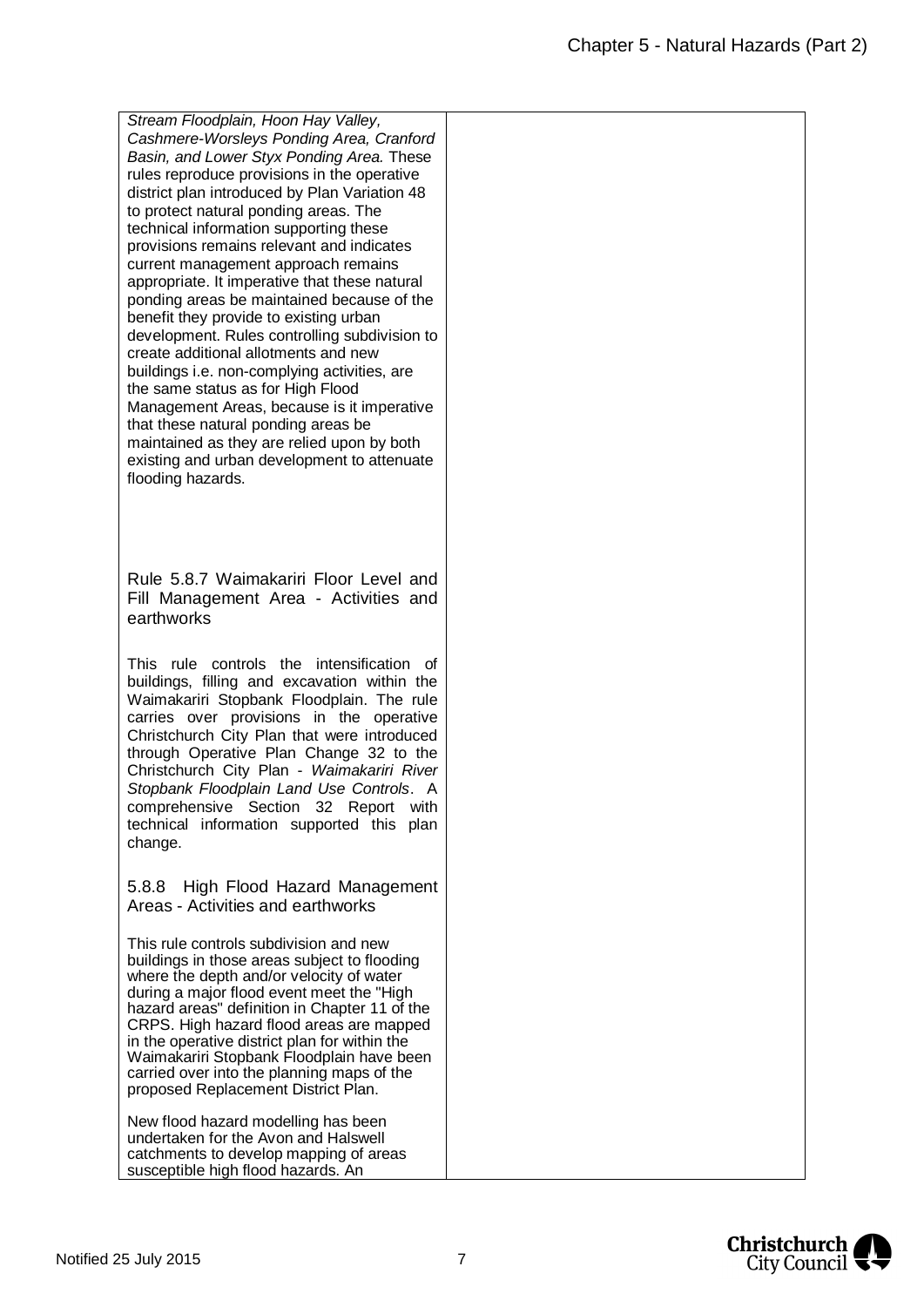| | |
|---|---|
| *Stream Floodplain, Hoon Hay Valley, Cashmere-Worsleys Ponding Area, Cranford Basin, and Lower Styx Ponding Area.* These rules reproduce provisions in the operative district plan introduced by Plan Variation 48 to protect natural ponding areas. The technical information supporting these provisions remains relevant and indicates current management approach remains appropriate. It imperative that these natural ponding areas be maintained because of the benefit they provide to existing urban development. Rules controlling subdivision to create additional allotments and new buildings i.e. non-complying activities, are the same status as for High Flood Management Areas, because is it imperative that these natural ponding areas be maintained as they are relied upon by both existing and urban development to attenuate flooding hazards.<br><br>Rule 5.8.7 Waimakariri Floor Level and Fill Management Area - Activities and earthworks<br><br>This rule controls the intensification of buildings, filling and excavation within the Waimakariri Stopbank Floodplain. The rule carries over provisions in the operative Christchurch City Plan that were introduced through Operative Plan Change 32 to the Christchurch City Plan - *Waimakariri River Stopbank Floodplain Land Use Controls*. A comprehensive Section 32 Report with technical information supported this plan change.<br><br>5.8.8 High Flood Hazard Management Areas - Activities and earthworks<br><br>This rule controls subdivision and new buildings in those areas subject to flooding where the depth and/or velocity of water during a major flood event meet the "High hazard areas" definition in Chapter 11 of the CRPS. High hazard flood areas are mapped in the operative district plan for within the Waimakariri Stopbank Floodplain have been carried over into the planning maps of the proposed Replacement District Plan.<br><br>New flood hazard modelling has been undertaken for the Avon and Halswell catchments to develop mapping of areas susceptible high flood hazards. An | |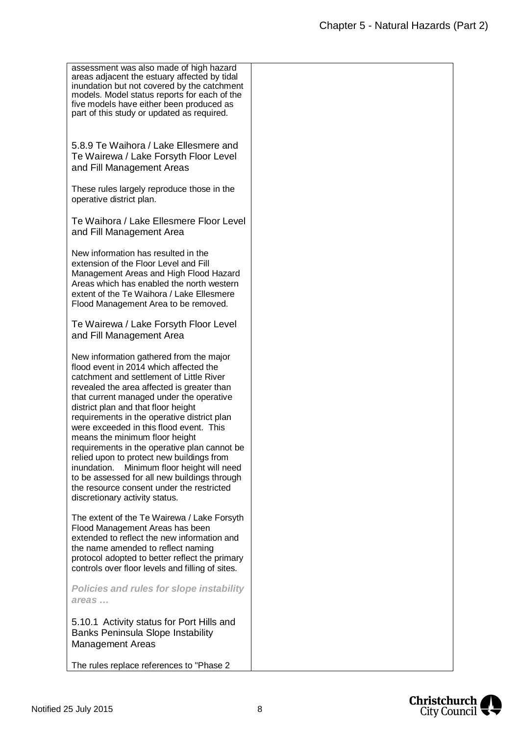assessment was also made of high hazard areas adjacent the estuary affected by tidal inundation but not covered by the catchment models. Model status reports for each of the five models have either been produced as part of this study or updated as required.

### 5.8.9 Te Waihora / Lake Ellesmere and Te Wairewa / Lake Forsyth Floor Level and Fill Management Areas

These rules largely reproduce those in the operative district plan.

### Te Waihora / Lake Ellesmere Floor Level and Fill Management Area

New information has resulted in the extension of the Floor Level and Fill Management Areas and High Flood Hazard Areas which has enabled the north western extent of the Te Waihora / Lake Ellesmere Flood Management Area to be removed.

### Te Wairewa / Lake Forsyth Floor Level and Fill Management Area

New information gathered from the major flood event in 2014 which affected the catchment and settlement of Little River revealed the area affected is greater than that current managed under the operative district plan and that floor height requirements in the operative district plan were exceeded in this flood event. This means the minimum floor height requirements in the operative plan cannot be relied upon to protect new buildings from inundation. Minimum floor height will need to be assessed for all new buildings through the resource consent under the restricted discretionary activity status.

The extent of the Te Wairewa / Lake Forsyth Flood Management Areas has been extended to reflect the new information and the name amended to reflect naming protocol adopted to better reflect the primary controls over floor levels and filling of sites.

***Policies and rules for slope instability areas …***

### 5.10.1 Activity status for Port Hills and Banks Peninsula Slope Instability Management Areas

The rules replace references to "Phase 2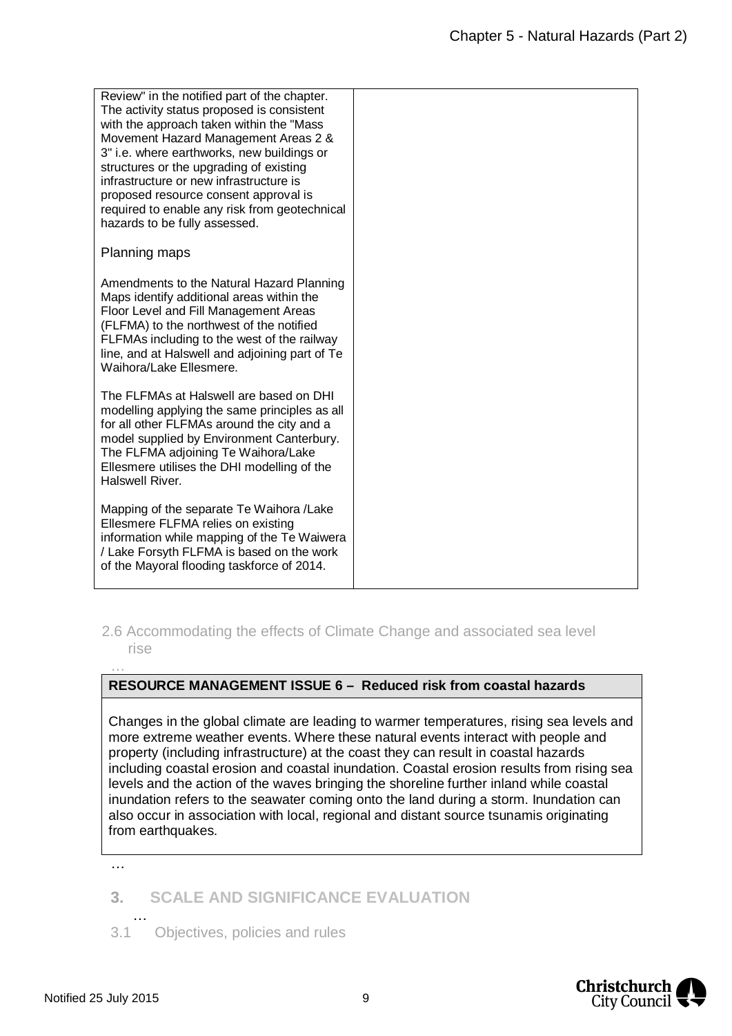| | |
|---|---|
| Review" in the notified part of the chapter. The activity status proposed is consistent with the approach taken within the "Mass Movement Hazard Management Areas 2 & 3" i.e. where earthworks, new buildings or structures or the upgrading of existing infrastructure or new infrastructure is proposed resource consent approval is required to enable any risk from geotechnical hazards to be fully assessed.<br><br>Planning maps<br><br>Amendments to the Natural Hazard Planning Maps identify additional areas within the Floor Level and Fill Management Areas (FLFMA) to the northwest of the notified FLFMAs including to the west of the railway line, and at Halswell and adjoining part of Te Waihora/Lake Ellesmere.<br><br>The FLFMAs at Halswell are based on DHI modelling applying the same principles as all for all other FLFMAs around the city and a model supplied by Environment Canterbury. The FLFMA adjoining Te Waihora/Lake Ellesmere utilises the DHI modelling of the Halswell River.<br><br>Mapping of the separate Te Waihora /Lake Ellesmere FLFMA relies on existing information while mapping of the Te Waiwera / Lake Forsyth FLFMA is based on the work of the Mayoral flooding taskforce of 2014. | |

## 2.6 Accommodating the effects of Climate Change and associated sea level rise

…

| **RESOURCE MANAGEMENT ISSUE 6 – Reduced risk from coastal hazards** |
|---|
| Changes in the global climate are leading to warmer temperatures, rising sea levels and more extreme weather events. Where these natural events interact with people and property (including infrastructure) at the coast they can result in coastal hazards including coastal erosion and coastal inundation. Coastal erosion results from rising sea levels and the action of the waves bringing the shoreline further inland while coastal inundation refers to the seawater coming onto the land during a storm. Inundation can also occur in association with local, regional and distant source tsunamis originating from earthquakes. |

…

# 3. SCALE AND SIGNIFICANCE EVALUATION

…

## 3.1 Objectives, policies and rules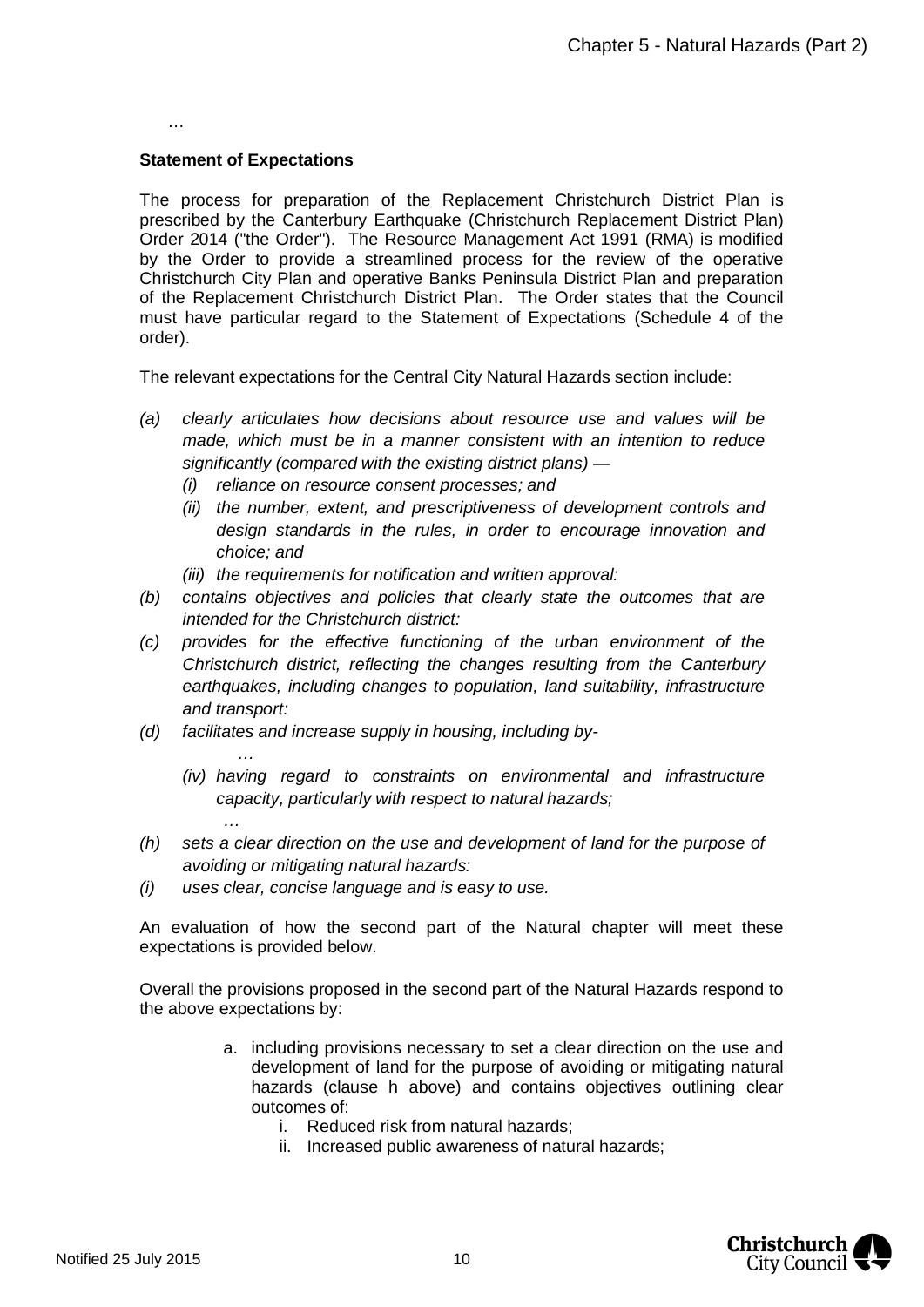…

**Statement of Expectations**

The process for preparation of the Replacement Christchurch District Plan is prescribed by the Canterbury Earthquake (Christchurch Replacement District Plan) Order 2014 ("the Order"). The Resource Management Act 1991 (RMA) is modified by the Order to provide a streamlined process for the review of the operative Christchurch City Plan and operative Banks Peninsula District Plan and preparation of the Replacement Christchurch District Plan. The Order states that the Council must have particular regard to the Statement of Expectations (Schedule 4 of the order).

The relevant expectations for the Central City Natural Hazards section include:

*(a) clearly articulates how decisions about resource use and values will be made, which must be in a manner consistent with an intention to reduce significantly (compared with the existing district plans) —*
  *(i) reliance on resource consent processes; and*
  *(ii) the number, extent, and prescriptiveness of development controls and design standards in the rules, in order to encourage innovation and choice; and*
  *(iii) the requirements for notification and written approval:*
*(b) contains objectives and policies that clearly state the outcomes that are intended for the Christchurch district:*
*(c) provides for the effective functioning of the urban environment of the Christchurch district, reflecting the changes resulting from the Canterbury earthquakes, including changes to population, land suitability, infrastructure and transport:*
*(d) facilitates and increase supply in housing, including by-*
  *…*
  *(iv) having regard to constraints on environmental and infrastructure capacity, particularly with respect to natural hazards;*
  *…*
*(h) sets a clear direction on the use and development of land for the purpose of avoiding or mitigating natural hazards:*
*(i) uses clear, concise language and is easy to use.*

An evaluation of how the second part of the Natural chapter will meet these expectations is provided below.

Overall the provisions proposed in the second part of the Natural Hazards respond to the above expectations by:

a. including provisions necessary to set a clear direction on the use and development of land for the purpose of avoiding or mitigating natural hazards (clause h above) and contains objectives outlining clear outcomes of:
   i. Reduced risk from natural hazards;
   ii. Increased public awareness of natural hazards;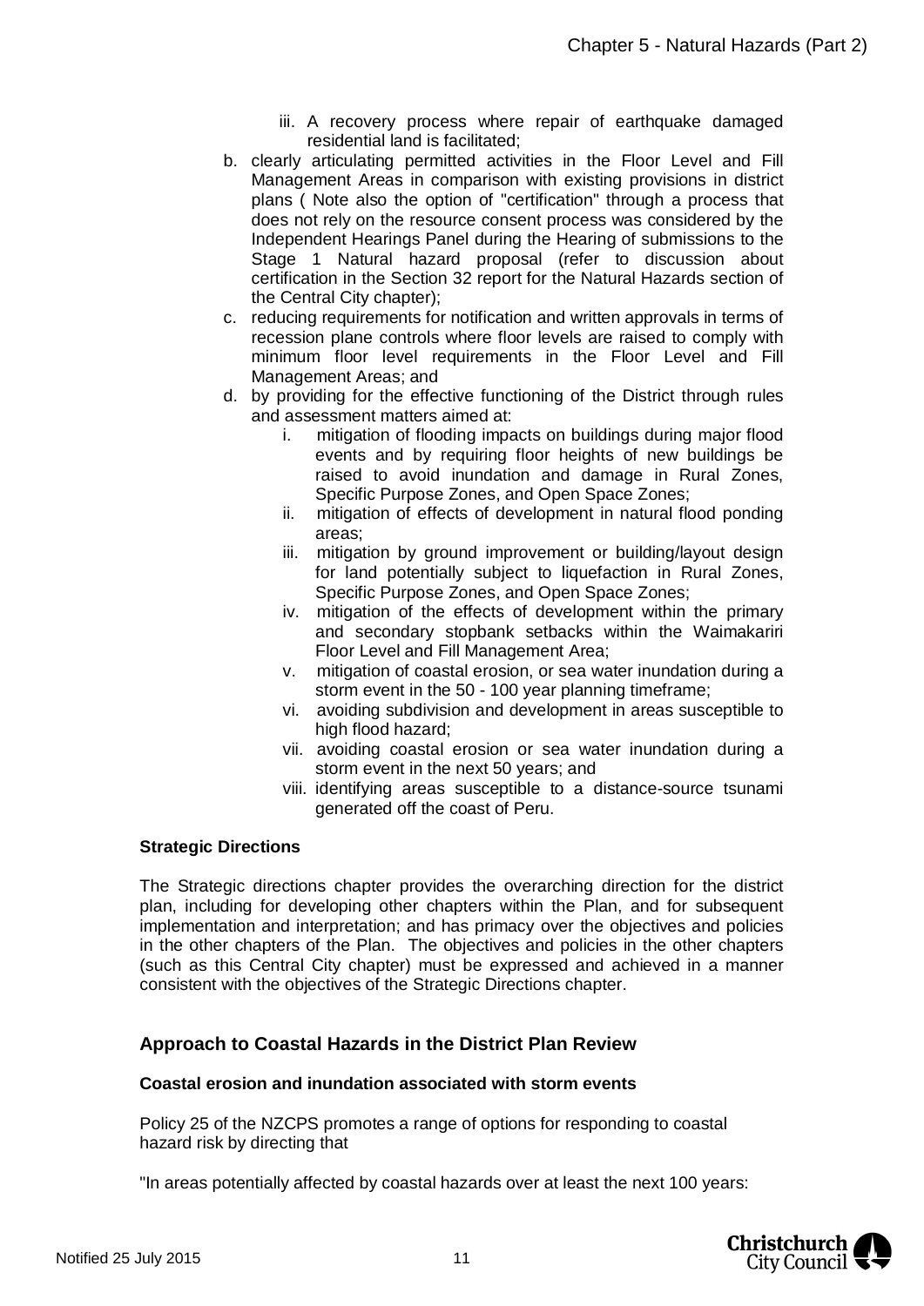iii. A recovery process where repair of earthquake damaged residential land is facilitated;

b. clearly articulating permitted activities in the Floor Level and Fill Management Areas in comparison with existing provisions in district plans ( Note also the option of "certification" through a process that does not rely on the resource consent process was considered by the Independent Hearings Panel during the Hearing of submissions to the Stage 1 Natural hazard proposal (refer to discussion about certification in the Section 32 report for the Natural Hazards section of the Central City chapter);

c. reducing requirements for notification and written approvals in terms of recession plane controls where floor levels are raised to comply with minimum floor level requirements in the Floor Level and Fill Management Areas; and

d. by providing for the effective functioning of the District through rules and assessment matters aimed at:
   i. mitigation of flooding impacts on buildings during major flood events and by requiring floor heights of new buildings be raised to avoid inundation and damage in Rural Zones, Specific Purpose Zones, and Open Space Zones;
   ii. mitigation of effects of development in natural flood ponding areas;
   iii. mitigation by ground improvement or building/layout design for land potentially subject to liquefaction in Rural Zones, Specific Purpose Zones, and Open Space Zones;
   iv. mitigation of the effects of development within the primary and secondary stopbank setbacks within the Waimakariri Floor Level and Fill Management Area;
   v. mitigation of coastal erosion, or sea water inundation during a storm event in the 50 - 100 year planning timeframe;
   vi. avoiding subdivision and development in areas susceptible to high flood hazard;
   vii. avoiding coastal erosion or sea water inundation during a storm event in the next 50 years; and
   viii. identifying areas susceptible to a distance-source tsunami generated off the coast of Peru.

**Strategic Directions**

The Strategic directions chapter provides the overarching direction for the district plan, including for developing other chapters within the Plan, and for subsequent implementation and interpretation; and has primacy over the objectives and policies in the other chapters of the Plan. The objectives and policies in the other chapters (such as this Central City chapter) must be expressed and achieved in a manner consistent with the objectives of the Strategic Directions chapter.

## Approach to Coastal Hazards in the District Plan Review

**Coastal erosion and inundation associated with storm events**

Policy 25 of the NZCPS promotes a range of options for responding to coastal hazard risk by directing that

"In areas potentially affected by coastal hazards over at least the next 100 years: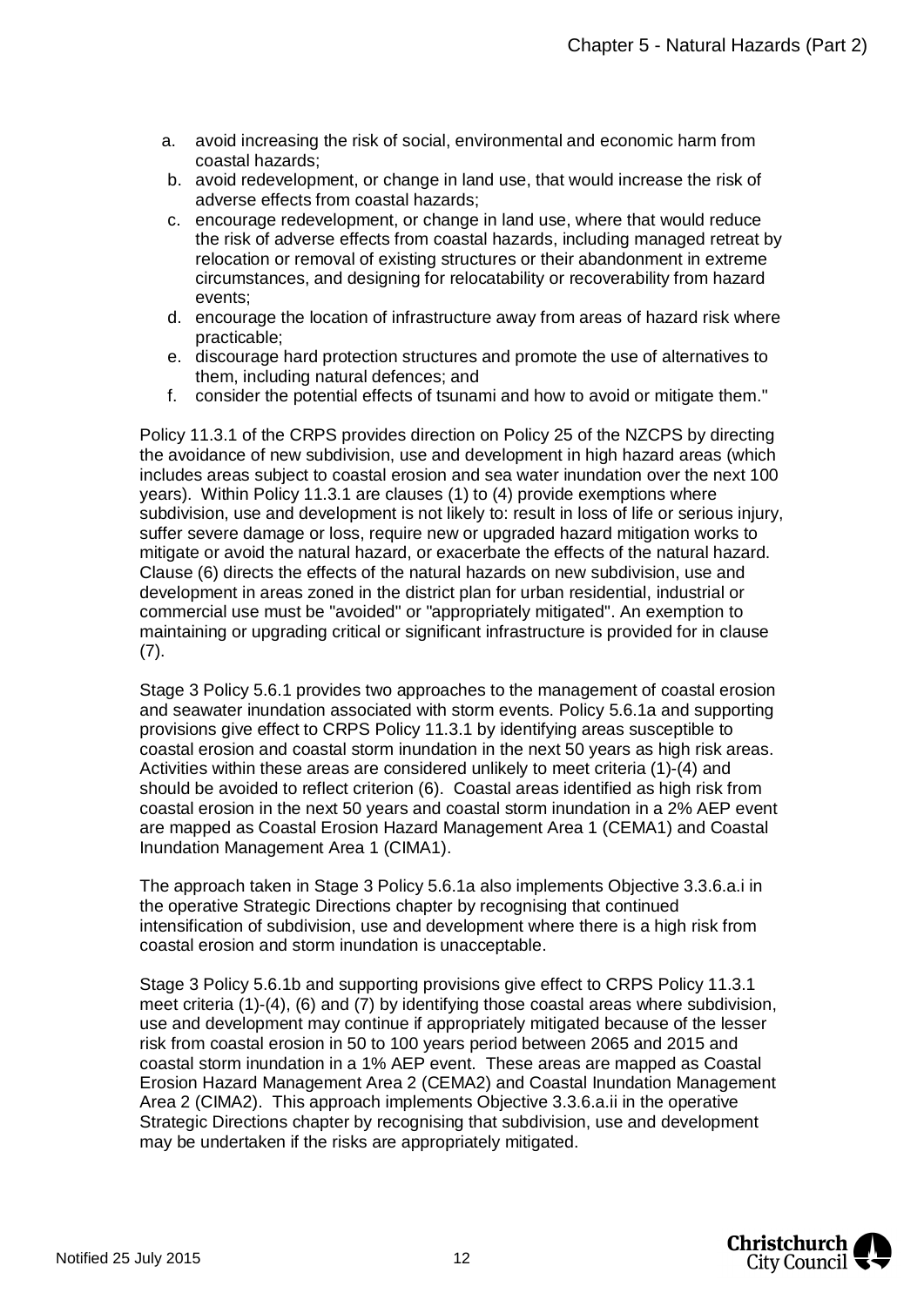a. avoid increasing the risk of social, environmental and economic harm from coastal hazards;
b. avoid redevelopment, or change in land use, that would increase the risk of adverse effects from coastal hazards;
c. encourage redevelopment, or change in land use, where that would reduce the risk of adverse effects from coastal hazards, including managed retreat by relocation or removal of existing structures or their abandonment in extreme circumstances, and designing for relocatability or recoverability from hazard events;
d. encourage the location of infrastructure away from areas of hazard risk where practicable;
e. discourage hard protection structures and promote the use of alternatives to them, including natural defences; and
f. consider the potential effects of tsunami and how to avoid or mitigate them."

Policy 11.3.1 of the CRPS provides direction on Policy 25 of the NZCPS by directing the avoidance of new subdivision, use and development in high hazard areas (which includes areas subject to coastal erosion and sea water inundation over the next 100 years). Within Policy 11.3.1 are clauses (1) to (4) provide exemptions where subdivision, use and development is not likely to: result in loss of life or serious injury, suffer severe damage or loss, require new or upgraded hazard mitigation works to mitigate or avoid the natural hazard, or exacerbate the effects of the natural hazard. Clause (6) directs the effects of the natural hazards on new subdivision, use and development in areas zoned in the district plan for urban residential, industrial or commercial use must be "avoided" or "appropriately mitigated". An exemption to maintaining or upgrading critical or significant infrastructure is provided for in clause (7).

Stage 3 Policy 5.6.1 provides two approaches to the management of coastal erosion and seawater inundation associated with storm events. Policy 5.6.1a and supporting provisions give effect to CRPS Policy 11.3.1 by identifying areas susceptible to coastal erosion and coastal storm inundation in the next 50 years as high risk areas. Activities within these areas are considered unlikely to meet criteria (1)-(4) and should be avoided to reflect criterion (6). Coastal areas identified as high risk from coastal erosion in the next 50 years and coastal storm inundation in a 2% AEP event are mapped as Coastal Erosion Hazard Management Area 1 (CEMA1) and Coastal Inundation Management Area 1 (CIMA1).

The approach taken in Stage 3 Policy 5.6.1a also implements Objective 3.3.6.a.i in the operative Strategic Directions chapter by recognising that continued intensification of subdivision, use and development where there is a high risk from coastal erosion and storm inundation is unacceptable.

Stage 3 Policy 5.6.1b and supporting provisions give effect to CRPS Policy 11.3.1 meet criteria (1)-(4), (6) and (7) by identifying those coastal areas where subdivision, use and development may continue if appropriately mitigated because of the lesser risk from coastal erosion in 50 to 100 years period between 2065 and 2015 and coastal storm inundation in a 1% AEP event. These areas are mapped as Coastal Erosion Hazard Management Area 2 (CEMA2) and Coastal Inundation Management Area 2 (CIMA2). This approach implements Objective 3.3.6.a.ii in the operative Strategic Directions chapter by recognising that subdivision, use and development may be undertaken if the risks are appropriately mitigated.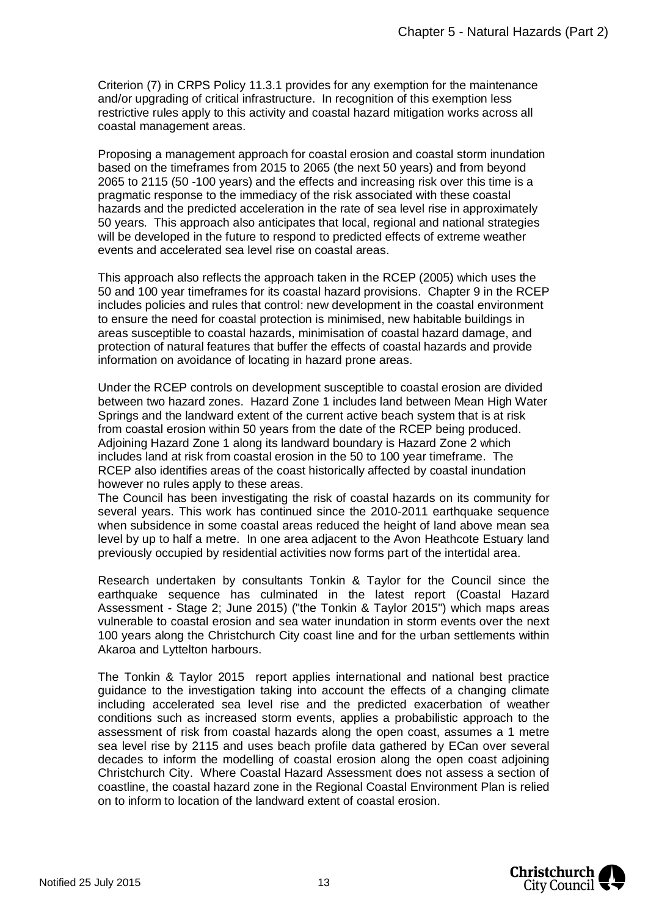Criterion (7) in CRPS Policy 11.3.1 provides for any exemption for the maintenance and/or upgrading of critical infrastructure. In recognition of this exemption less restrictive rules apply to this activity and coastal hazard mitigation works across all coastal management areas.

Proposing a management approach for coastal erosion and coastal storm inundation based on the timeframes from 2015 to 2065 (the next 50 years) and from beyond 2065 to 2115 (50 -100 years) and the effects and increasing risk over this time is a pragmatic response to the immediacy of the risk associated with these coastal hazards and the predicted acceleration in the rate of sea level rise in approximately 50 years. This approach also anticipates that local, regional and national strategies will be developed in the future to respond to predicted effects of extreme weather events and accelerated sea level rise on coastal areas.

This approach also reflects the approach taken in the RCEP (2005) which uses the 50 and 100 year timeframes for its coastal hazard provisions. Chapter 9 in the RCEP includes policies and rules that control: new development in the coastal environment to ensure the need for coastal protection is minimised, new habitable buildings in areas susceptible to coastal hazards, minimisation of coastal hazard damage, and protection of natural features that buffer the effects of coastal hazards and provide information on avoidance of locating in hazard prone areas.

Under the RCEP controls on development susceptible to coastal erosion are divided between two hazard zones. Hazard Zone 1 includes land between Mean High Water Springs and the landward extent of the current active beach system that is at risk from coastal erosion within 50 years from the date of the RCEP being produced. Adjoining Hazard Zone 1 along its landward boundary is Hazard Zone 2 which includes land at risk from coastal erosion in the 50 to 100 year timeframe. The RCEP also identifies areas of the coast historically affected by coastal inundation however no rules apply to these areas.

The Council has been investigating the risk of coastal hazards on its community for several years. This work has continued since the 2010-2011 earthquake sequence when subsidence in some coastal areas reduced the height of land above mean sea level by up to half a metre. In one area adjacent to the Avon Heathcote Estuary land previously occupied by residential activities now forms part of the intertidal area.

Research undertaken by consultants Tonkin & Taylor for the Council since the earthquake sequence has culminated in the latest report (Coastal Hazard Assessment - Stage 2; June 2015) ("the Tonkin & Taylor 2015") which maps areas vulnerable to coastal erosion and sea water inundation in storm events over the next 100 years along the Christchurch City coast line and for the urban settlements within Akaroa and Lyttelton harbours.

The Tonkin & Taylor 2015 report applies international and national best practice guidance to the investigation taking into account the effects of a changing climate including accelerated sea level rise and the predicted exacerbation of weather conditions such as increased storm events, applies a probabilistic approach to the assessment of risk from coastal hazards along the open coast, assumes a 1 metre sea level rise by 2115 and uses beach profile data gathered by ECan over several decades to inform the modelling of coastal erosion along the open coast adjoining Christchurch City. Where Coastal Hazard Assessment does not assess a section of coastline, the coastal hazard zone in the Regional Coastal Environment Plan is relied on to inform to location of the landward extent of coastal erosion.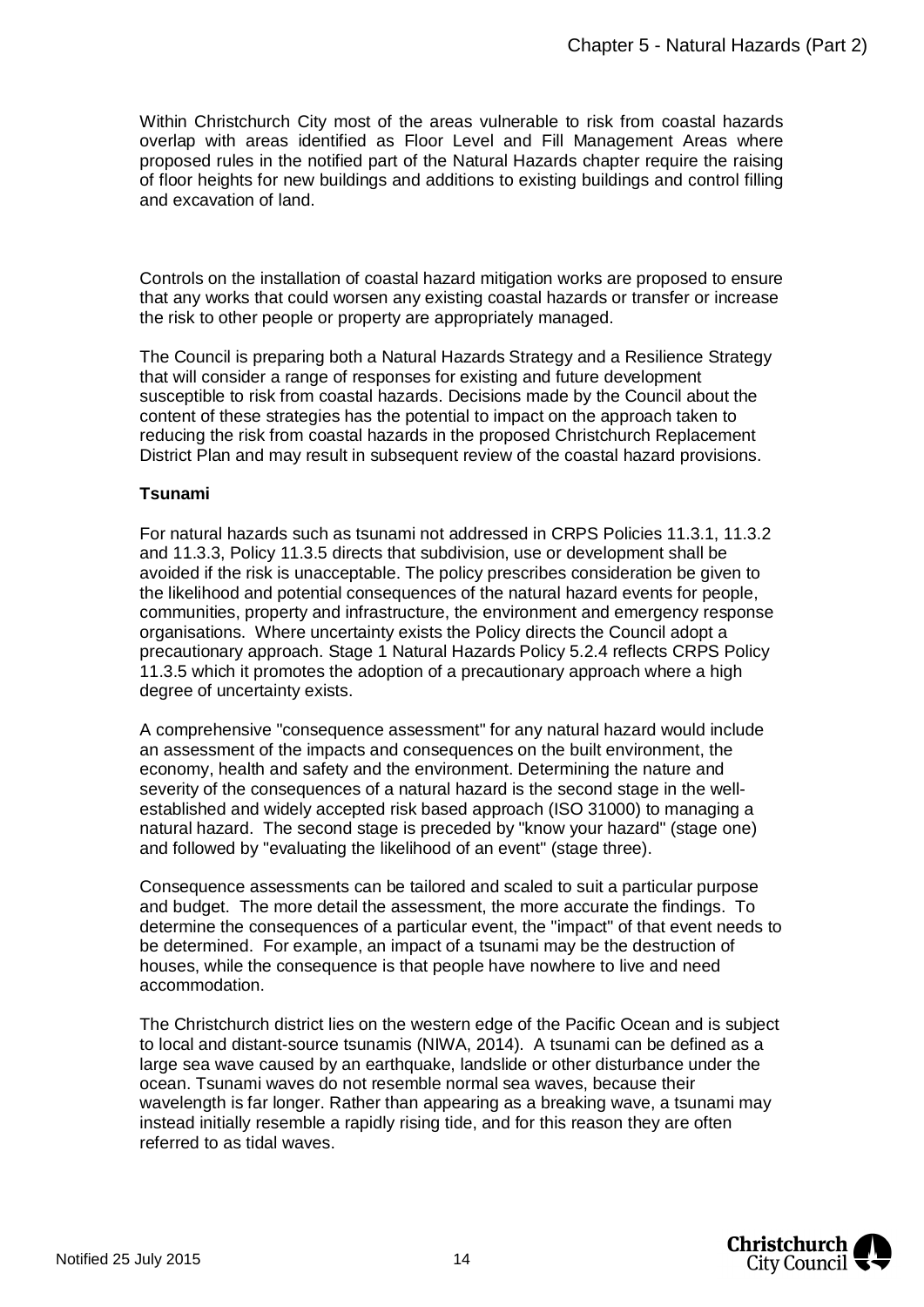Within Christchurch City most of the areas vulnerable to risk from coastal hazards overlap with areas identified as Floor Level and Fill Management Areas where proposed rules in the notified part of the Natural Hazards chapter require the raising of floor heights for new buildings and additions to existing buildings and control filling and excavation of land.

Controls on the installation of coastal hazard mitigation works are proposed to ensure that any works that could worsen any existing coastal hazards or transfer or increase the risk to other people or property are appropriately managed.

The Council is preparing both a Natural Hazards Strategy and a Resilience Strategy that will consider a range of responses for existing and future development susceptible to risk from coastal hazards. Decisions made by the Council about the content of these strategies has the potential to impact on the approach taken to reducing the risk from coastal hazards in the proposed Christchurch Replacement District Plan and may result in subsequent review of the coastal hazard provisions.

**Tsunami**

For natural hazards such as tsunami not addressed in CRPS Policies 11.3.1, 11.3.2 and 11.3.3, Policy 11.3.5 directs that subdivision, use or development shall be avoided if the risk is unacceptable. The policy prescribes consideration be given to the likelihood and potential consequences of the natural hazard events for people, communities, property and infrastructure, the environment and emergency response organisations. Where uncertainty exists the Policy directs the Council adopt a precautionary approach. Stage 1 Natural Hazards Policy 5.2.4 reflects CRPS Policy 11.3.5 which it promotes the adoption of a precautionary approach where a high degree of uncertainty exists.

A comprehensive "consequence assessment" for any natural hazard would include an assessment of the impacts and consequences on the built environment, the economy, health and safety and the environment. Determining the nature and severity of the consequences of a natural hazard is the second stage in the well-established and widely accepted risk based approach (ISO 31000) to managing a natural hazard. The second stage is preceded by "know your hazard" (stage one) and followed by "evaluating the likelihood of an event" (stage three).

Consequence assessments can be tailored and scaled to suit a particular purpose and budget. The more detail the assessment, the more accurate the findings. To determine the consequences of a particular event, the "impact" of that event needs to be determined. For example, an impact of a tsunami may be the destruction of houses, while the consequence is that people have nowhere to live and need accommodation.

The Christchurch district lies on the western edge of the Pacific Ocean and is subject to local and distant-source tsunamis (NIWA, 2014). A tsunami can be defined as a large sea wave caused by an earthquake, landslide or other disturbance under the ocean. Tsunami waves do not resemble normal sea waves, because their wavelength is far longer. Rather than appearing as a breaking wave, a tsunami may instead initially resemble a rapidly rising tide, and for this reason they are often referred to as tidal waves.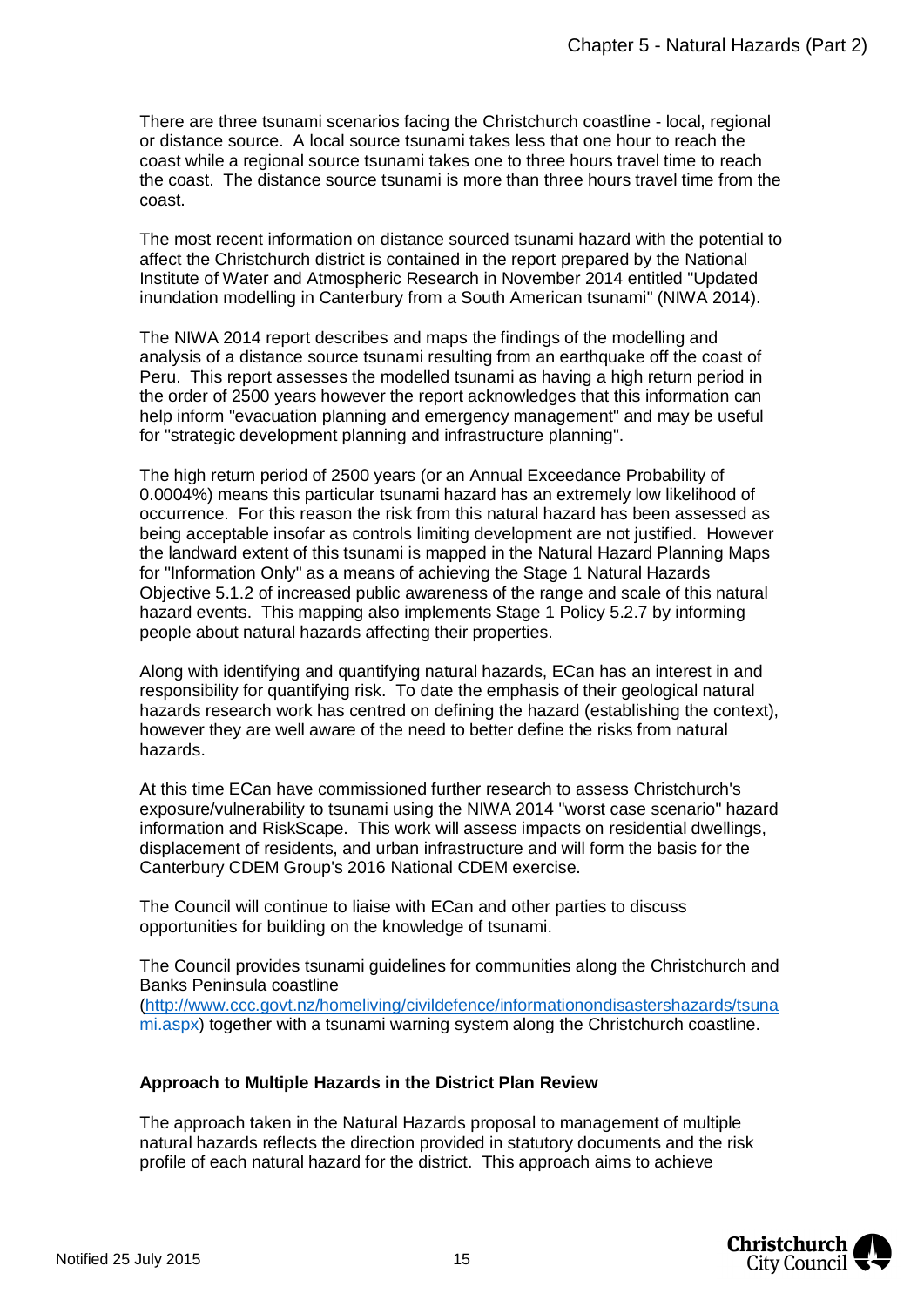There are three tsunami scenarios facing the Christchurch coastline - local, regional or distance source. A local source tsunami takes less that one hour to reach the coast while a regional source tsunami takes one to three hours travel time to reach the coast. The distance source tsunami is more than three hours travel time from the coast.

The most recent information on distance sourced tsunami hazard with the potential to affect the Christchurch district is contained in the report prepared by the National Institute of Water and Atmospheric Research in November 2014 entitled "Updated inundation modelling in Canterbury from a South American tsunami" (NIWA 2014).

The NIWA 2014 report describes and maps the findings of the modelling and analysis of a distance source tsunami resulting from an earthquake off the coast of Peru. This report assesses the modelled tsunami as having a high return period in the order of 2500 years however the report acknowledges that this information can help inform "evacuation planning and emergency management" and may be useful for "strategic development planning and infrastructure planning".

The high return period of 2500 years (or an Annual Exceedance Probability of 0.0004%) means this particular tsunami hazard has an extremely low likelihood of occurrence. For this reason the risk from this natural hazard has been assessed as being acceptable insofar as controls limiting development are not justified. However the landward extent of this tsunami is mapped in the Natural Hazard Planning Maps for "Information Only" as a means of achieving the Stage 1 Natural Hazards Objective 5.1.2 of increased public awareness of the range and scale of this natural hazard events. This mapping also implements Stage 1 Policy 5.2.7 by informing people about natural hazards affecting their properties.

Along with identifying and quantifying natural hazards, ECan has an interest in and responsibility for quantifying risk. To date the emphasis of their geological natural hazards research work has centred on defining the hazard (establishing the context), however they are well aware of the need to better define the risks from natural hazards.

At this time ECan have commissioned further research to assess Christchurch's exposure/vulnerability to tsunami using the NIWA 2014 "worst case scenario" hazard information and RiskScape. This work will assess impacts on residential dwellings, displacement of residents, and urban infrastructure and will form the basis for the Canterbury CDEM Group's 2016 National CDEM exercise.

The Council will continue to liaise with ECan and other parties to discuss opportunities for building on the knowledge of tsunami.

The Council provides tsunami guidelines for communities along the Christchurch and Banks Peninsula coastline (http://www.ccc.govt.nz/homeliving/civildefence/informationondisastershazards/tsunami.aspx) together with a tsunami warning system along the Christchurch coastline.

**Approach to Multiple Hazards in the District Plan Review**

The approach taken in the Natural Hazards proposal to management of multiple natural hazards reflects the direction provided in statutory documents and the risk profile of each natural hazard for the district. This approach aims to achieve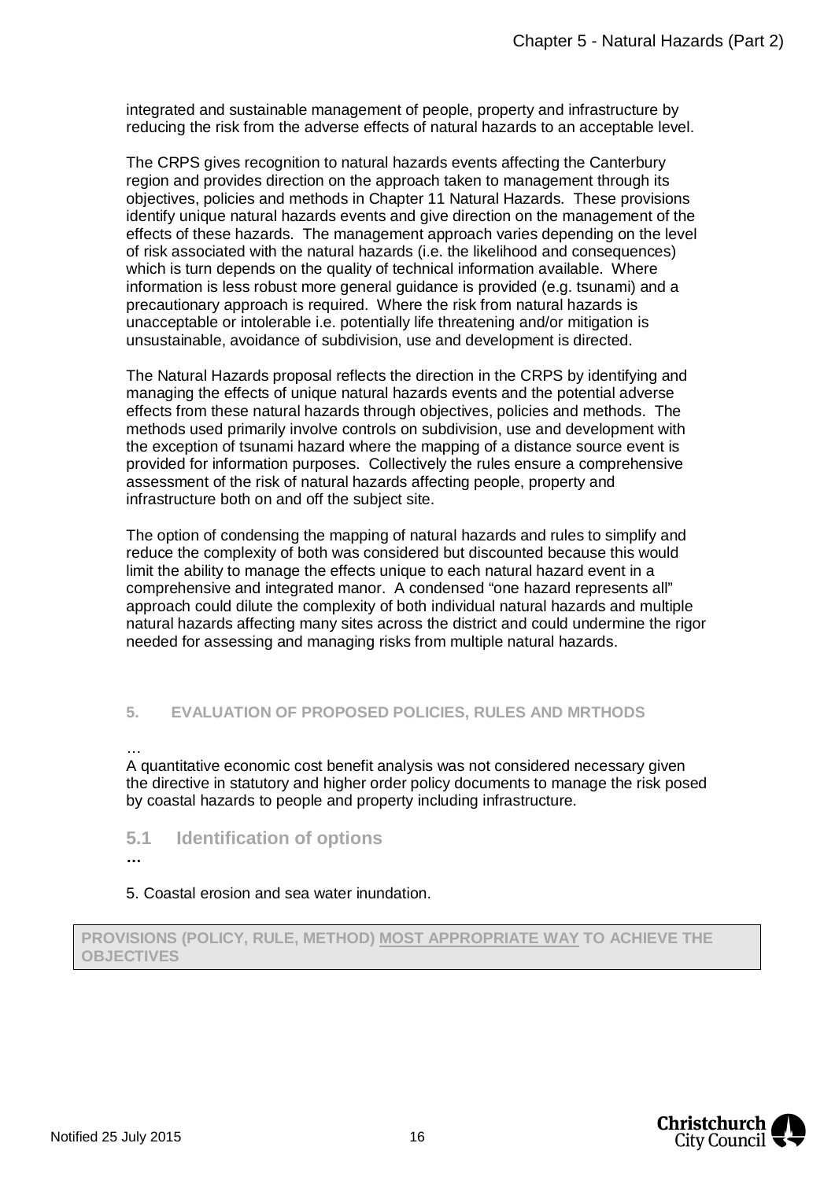integrated and sustainable management of people, property and infrastructure by reducing the risk from the adverse effects of natural hazards to an acceptable level.

The CRPS gives recognition to natural hazards events affecting the Canterbury region and provides direction on the approach taken to management through its objectives, policies and methods in Chapter 11 Natural Hazards. These provisions identify unique natural hazards events and give direction on the management of the effects of these hazards. The management approach varies depending on the level of risk associated with the natural hazards (i.e. the likelihood and consequences) which is turn depends on the quality of technical information available. Where information is less robust more general guidance is provided (e.g. tsunami) and a precautionary approach is required. Where the risk from natural hazards is unacceptable or intolerable i.e. potentially life threatening and/or mitigation is unsustainable, avoidance of subdivision, use and development is directed.

The Natural Hazards proposal reflects the direction in the CRPS by identifying and managing the effects of unique natural hazards events and the potential adverse effects from these natural hazards through objectives, policies and methods. The methods used primarily involve controls on subdivision, use and development with the exception of tsunami hazard where the mapping of a distance source event is provided for information purposes. Collectively the rules ensure a comprehensive assessment of the risk of natural hazards affecting people, property and infrastructure both on and off the subject site.

The option of condensing the mapping of natural hazards and rules to simplify and reduce the complexity of both was considered but discounted because this would limit the ability to manage the effects unique to each natural hazard event in a comprehensive and integrated manor. A condensed "one hazard represents all" approach could dilute the complexity of both individual natural hazards and multiple natural hazards affecting many sites across the district and could undermine the rigor needed for assessing and managing risks from multiple natural hazards.

## 5. EVALUATION OF PROPOSED POLICIES, RULES AND MRTHODS

…

A quantitative economic cost benefit analysis was not considered necessary given the directive in statutory and higher order policy documents to manage the risk posed by coastal hazards to people and property including infrastructure.

### 5.1 Identification of options

**…**

5. Coastal erosion and sea water inundation.

| PROVISIONS (POLICY, RULE, METHOD) <u>MOST APPROPRIATE WAY</u> TO ACHIEVE THE OBJECTIVES |
| --- |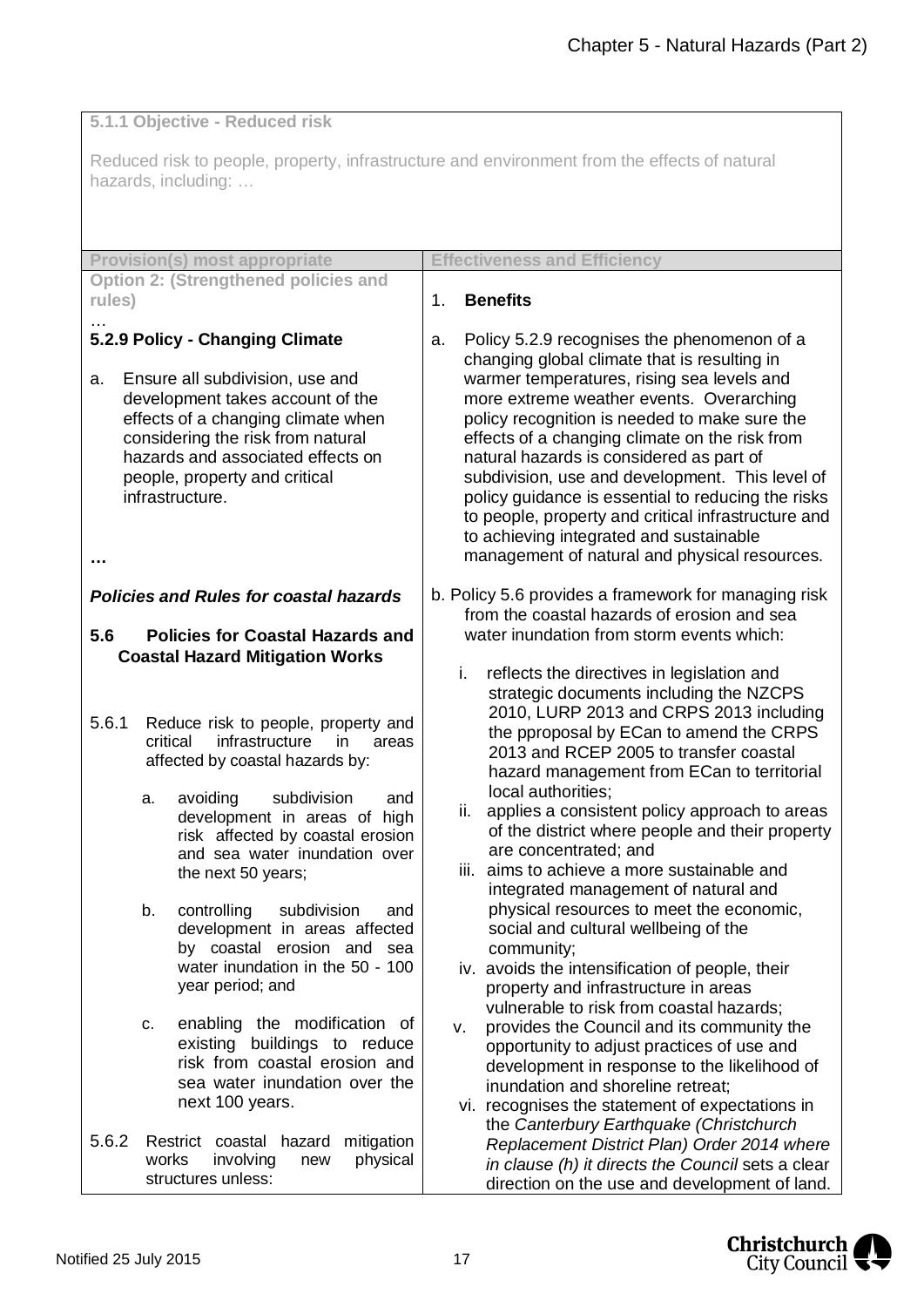**5.1.1 Objective - Reduced risk**

Reduced risk to people, property, infrastructure and environment from the effects of natural hazards, including: …

| Provision(s) most appropriate | Effectiveness and Efficiency |
|---|---|
| **Option 2: (Strengthened policies and rules)**<br>…<br>**5.2.9 Policy - Changing Climate**<br><br>a. Ensure all subdivision, use and development takes account of the effects of a changing climate when considering the risk from natural hazards and associated effects on people, property and critical infrastructure.<br><br>…<br><br>***Policies and Rules for coastal hazards***<br><br>**5.6 Policies for Coastal Hazards and Coastal Hazard Mitigation Works**<br><br>5.6.1 Reduce risk to people, property and critical infrastructure in areas affected by coastal hazards by:<br><br>a. avoiding subdivision and development in areas of high risk affected by coastal erosion and sea water inundation over the next 50 years;<br><br>b. controlling subdivision and development in areas affected by coastal erosion and sea water inundation in the 50 - 100 year period; and<br><br>c. enabling the modification of existing buildings to reduce risk from coastal erosion and sea water inundation over the next 100 years.<br><br>5.6.2 Restrict coastal hazard mitigation works involving new physical structures unless: | 1. **Benefits**<br><br>a. Policy 5.2.9 recognises the phenomenon of a changing global climate that is resulting in warmer temperatures, rising sea levels and more extreme weather events. Overarching policy recognition is needed to make sure the effects of a changing climate on the risk from natural hazards is considered as part of subdivision, use and development. This level of policy guidance is essential to reducing the risks to people, property and critical infrastructure and to achieving integrated and sustainable management of natural and physical resources.<br><br>b. Policy 5.6 provides a framework for managing risk from the coastal hazards of erosion and sea water inundation from storm events which:<br><br>i. reflects the directives in legislation and strategic documents including the NZCPS 2010, LURP 2013 and CRPS 2013 including the pproposal by ECan to amend the CRPS 2013 and RCEP 2005 to transfer coastal hazard management from ECan to territorial local authorities;<br>ii. applies a consistent policy approach to areas of the district where people and their property are concentrated; and<br>iii. aims to achieve a more sustainable and integrated management of natural and physical resources to meet the economic, social and cultural wellbeing of the community;<br>iv. avoids the intensification of people, their property and infrastructure in areas vulnerable to risk from coastal hazards;<br>v. provides the Council and its community the opportunity to adjust practices of use and development in response to the likelihood of inundation and shoreline retreat;<br>vi. recognises the statement of expectations in the *Canterbury Earthquake (Christchurch Replacement District Plan) Order 2014 where in clause (h) it directs the Council* sets a clear direction on the use and development of land. |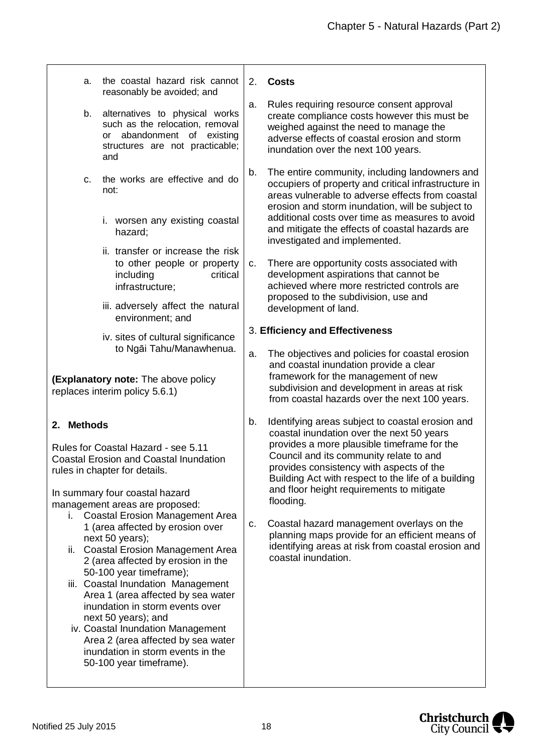a. the coastal hazard risk cannot reasonably be avoided; and

b. alternatives to physical works such as the relocation, removal or abandonment of existing structures are not practicable; and

c. the works are effective and do not:

   i. worsen any existing coastal hazard;

   ii. transfer or increase the risk to other people or property including critical infrastructure;

   iii. adversely affect the natural environment; and

   iv. sites of cultural significance to Ngāi Tahu/Manawhenua.

**(Explanatory note:** The above policy replaces interim policy 5.6.1)

**2. Methods**

Rules for Coastal Hazard - see 5.11 Coastal Erosion and Coastal Inundation rules in chapter for details.

In summary four coastal hazard management areas are proposed:

i. Coastal Erosion Management Area 1 (area affected by erosion over next 50 years);
ii. Coastal Erosion Management Area 2 (area affected by erosion in the 50-100 year timeframe);
iii. Coastal Inundation Management Area 1 (area affected by sea water inundation in storm events over next 50 years); and
iv. Coastal Inundation Management Area 2 (area affected by sea water inundation in storm events in the 50-100 year timeframe).

2. **Costs**

a. Rules requiring resource consent approval create compliance costs however this must be weighed against the need to manage the adverse effects of coastal erosion and storm inundation over the next 100 years.

b. The entire community, including landowners and occupiers of property and critical infrastructure in areas vulnerable to adverse effects from coastal erosion and storm inundation, will be subject to additional costs over time as measures to avoid and mitigate the effects of coastal hazards are investigated and implemented.

c. There are opportunity costs associated with development aspirations that cannot be achieved where more restricted controls are proposed to the subdivision, use and development of land.

3. **Efficiency and Effectiveness**

a. The objectives and policies for coastal erosion and coastal inundation provide a clear framework for the management of new subdivision and development in areas at risk from coastal hazards over the next 100 years.

b. Identifying areas subject to coastal erosion and coastal inundation over the next 50 years provides a more plausible timeframe for the Council and its community relate to and provides consistency with aspects of the Building Act with respect to the life of a building and floor height requirements to mitigate flooding.

c. Coastal hazard management overlays on the planning maps provide for an efficient means of identifying areas at risk from coastal erosion and coastal inundation.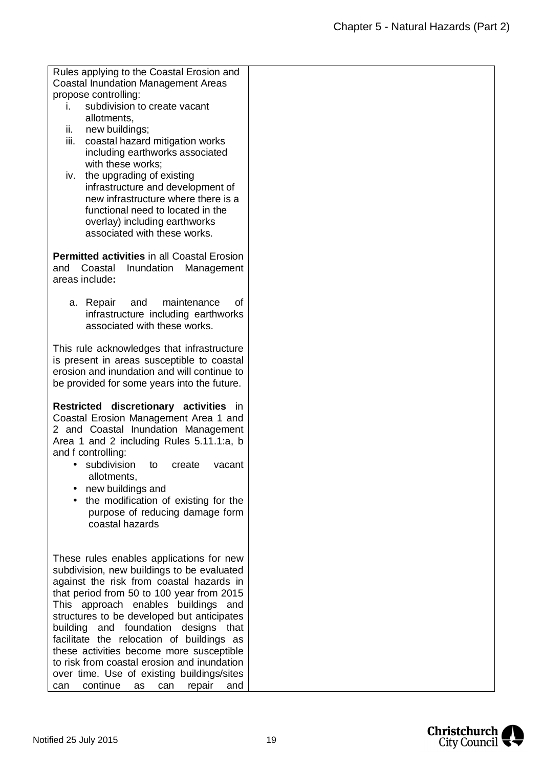| | |
|---|---|
| Rules applying to the Coastal Erosion and Coastal Inundation Management Areas propose controlling:<br>i. subdivision to create vacant allotments,<br>ii. new buildings;<br>iii. coastal hazard mitigation works including earthworks associated with these works;<br>iv. the upgrading of existing infrastructure and development of new infrastructure where there is a functional need to located in the overlay) including earthworks associated with these works.<br><br>**Permitted activities** in all Coastal Erosion and Coastal Inundation Management areas include**:**<br><br>a. Repair and maintenance of infrastructure including earthworks associated with these works.<br><br>This rule acknowledges that infrastructure is present in areas susceptible to coastal erosion and inundation and will continue to be provided for some years into the future.<br><br>**Restricted discretionary activities** in Coastal Erosion Management Area 1 and 2 and Coastal Inundation Management Area 1 and 2 including Rules 5.11.1:a, b and f controlling:<br>• subdivision to create vacant allotments,<br>• new buildings and<br>• the modification of existing for the purpose of reducing damage form coastal hazards<br><br>These rules enables applications for new subdivision, new buildings to be evaluated against the risk from coastal hazards in that period from 50 to 100 year from 2015 This approach enables buildings and structures to be developed but anticipates building and foundation designs that facilitate the relocation of buildings as these activities become more susceptible to risk from coastal erosion and inundation over time. Use of existing buildings/sites can continue as can repair and | |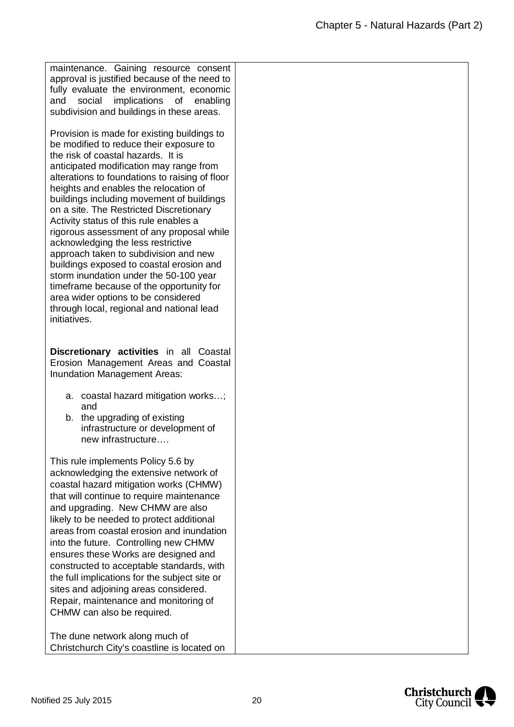| | |
|---|---|
| maintenance. Gaining resource consent approval is justified because of the need to fully evaluate the environment, economic and social implications of enabling subdivision and buildings in these areas.<br><br>Provision is made for existing buildings to be modified to reduce their exposure to the risk of coastal hazards. It is anticipated modification may range from alterations to foundations to raising of floor heights and enables the relocation of buildings including movement of buildings on a site. The Restricted Discretionary Activity status of this rule enables a rigorous assessment of any proposal while acknowledging the less restrictive approach taken to subdivision and new buildings exposed to coastal erosion and storm inundation under the 50-100 year timeframe because of the opportunity for area wider options to be considered through local, regional and national lead initiatives.<br><br>**Discretionary activities** in all Coastal Erosion Management Areas and Coastal Inundation Management Areas:<br><br>a. coastal hazard mitigation works…; and<br>b. the upgrading of existing infrastructure or development of new infrastructure….<br><br>This rule implements Policy 5.6 by acknowledging the extensive network of coastal hazard mitigation works (CHMW) that will continue to require maintenance and upgrading. New CHMW are also likely to be needed to protect additional areas from coastal erosion and inundation into the future. Controlling new CHMW ensures these Works are designed and constructed to acceptable standards, with the full implications for the subject site or sites and adjoining areas considered. Repair, maintenance and monitoring of CHMW can also be required.<br><br>The dune network along much of Christchurch City's coastline is located on | |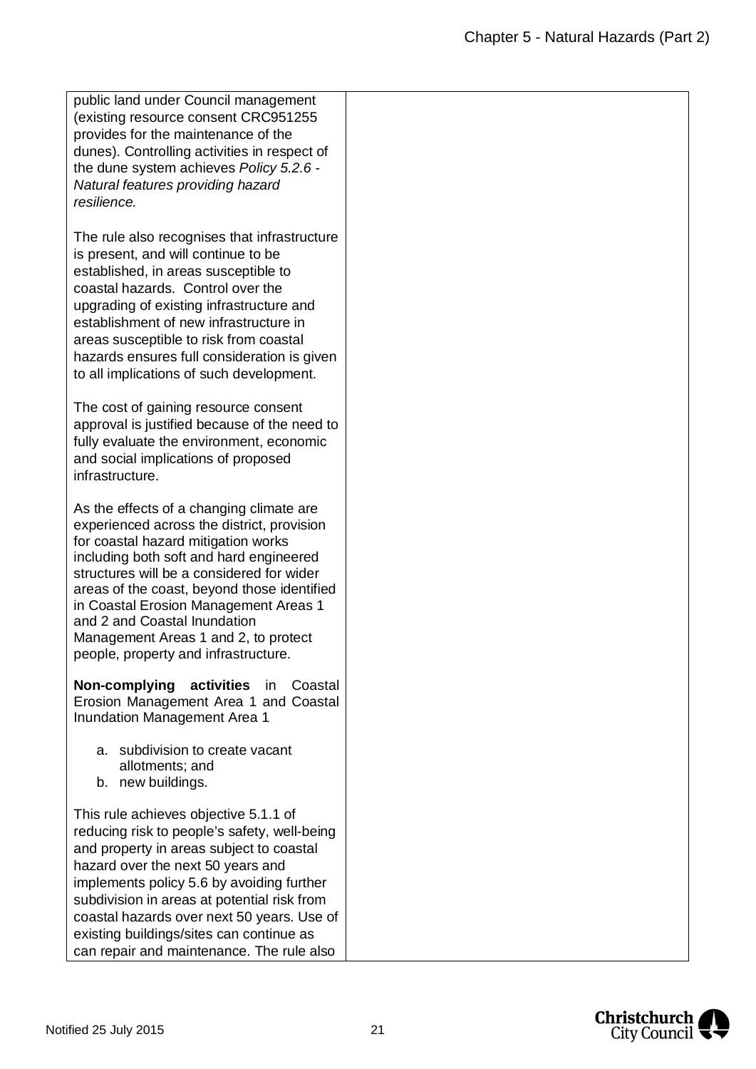| | |
|---|---|
| public land under Council management (existing resource consent CRC951255 provides for the maintenance of the dunes). Controlling activities in respect of the dune system achieves *Policy 5.2.6 - Natural features providing hazard resilience.*<br><br>The rule also recognises that infrastructure is present, and will continue to be established, in areas susceptible to coastal hazards. Control over the upgrading of existing infrastructure and establishment of new infrastructure in areas susceptible to risk from coastal hazards ensures full consideration is given to all implications of such development.<br><br>The cost of gaining resource consent approval is justified because of the need to fully evaluate the environment, economic and social implications of proposed infrastructure.<br><br>As the effects of a changing climate are experienced across the district, provision for coastal hazard mitigation works including both soft and hard engineered structures will be a considered for wider areas of the coast, beyond those identified in Coastal Erosion Management Areas 1 and 2 and Coastal Inundation Management Areas 1 and 2, to protect people, property and infrastructure.<br><br>**Non-complying activities** in Coastal Erosion Management Area 1 and Coastal Inundation Management Area 1<br><br>a. subdivision to create vacant allotments; and<br>b. new buildings.<br><br>This rule achieves objective 5.1.1 of reducing risk to people's safety, well-being and property in areas subject to coastal hazard over the next 50 years and implements policy 5.6 by avoiding further subdivision in areas at potential risk from coastal hazards over next 50 years. Use of existing buildings/sites can continue as can repair and maintenance. The rule also | |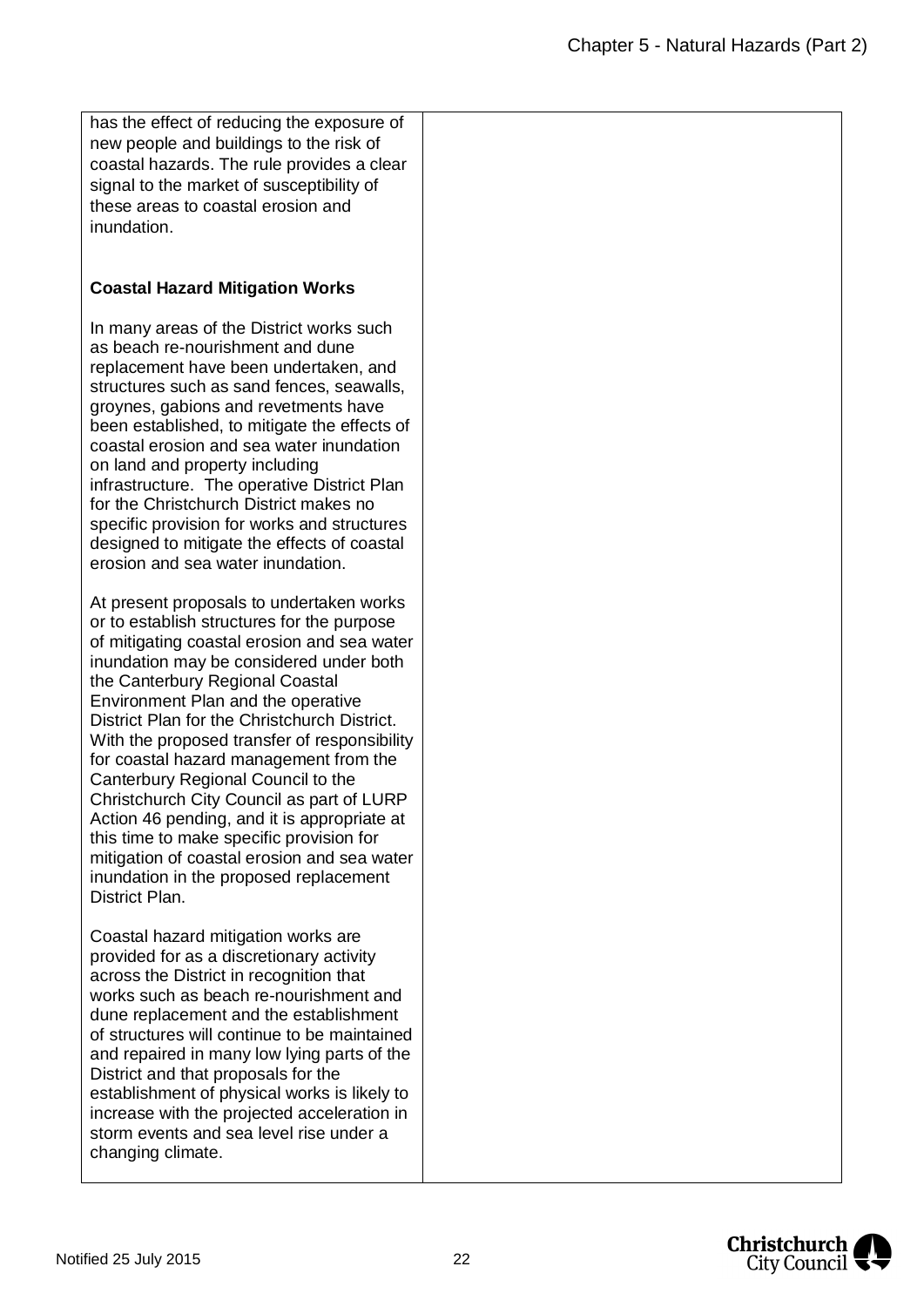| | |
|---|---|
| has the effect of reducing the exposure of new people and buildings to the risk of coastal hazards. The rule provides a clear signal to the market of susceptibility of these areas to coastal erosion and inundation.<br><br>**Coastal Hazard Mitigation Works**<br><br>In many areas of the District works such as beach re-nourishment and dune replacement have been undertaken, and structures such as sand fences, seawalls, groynes, gabions and revetments have been established, to mitigate the effects of coastal erosion and sea water inundation on land and property including infrastructure. The operative District Plan for the Christchurch District makes no specific provision for works and structures designed to mitigate the effects of coastal erosion and sea water inundation.<br><br>At present proposals to undertaken works or to establish structures for the purpose of mitigating coastal erosion and sea water inundation may be considered under both the Canterbury Regional Coastal Environment Plan and the operative District Plan for the Christchurch District. With the proposed transfer of responsibility for coastal hazard management from the Canterbury Regional Council to the Christchurch City Council as part of LURP Action 46 pending, and it is appropriate at this time to make specific provision for mitigation of coastal erosion and sea water inundation in the proposed replacement District Plan.<br><br>Coastal hazard mitigation works are provided for as a discretionary activity across the District in recognition that works such as beach re-nourishment and dune replacement and the establishment of structures will continue to be maintained and repaired in many low lying parts of the District and that proposals for the establishment of physical works is likely to increase with the projected acceleration in storm events and sea level rise under a changing climate. | |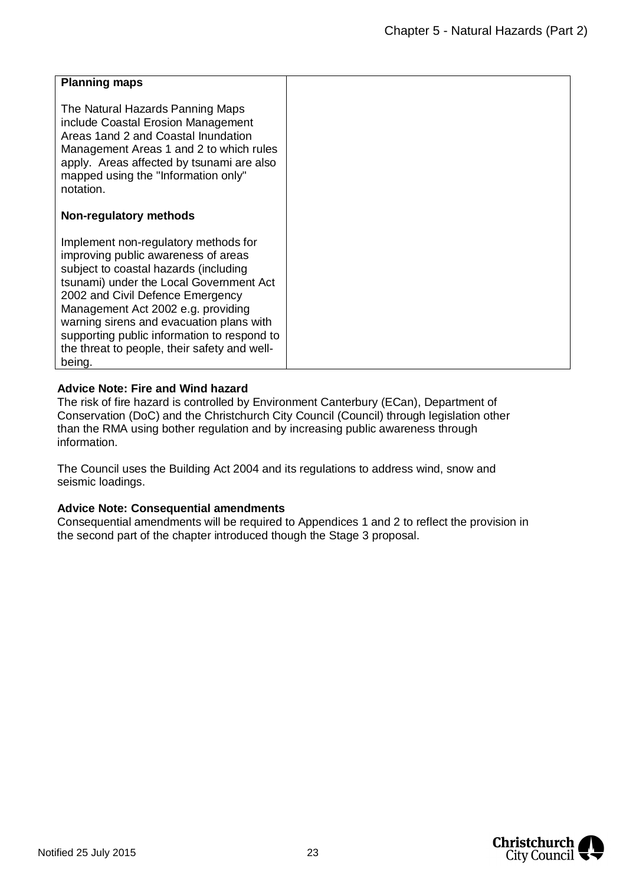| | |
|---|---|
| **Planning maps**<br><br>The Natural Hazards Panning Maps include Coastal Erosion Management Areas 1and 2 and Coastal Inundation Management Areas 1 and 2 to which rules apply. Areas affected by tsunami are also mapped using the "Information only" notation.<br><br>**Non-regulatory methods**<br><br>Implement non-regulatory methods for improving public awareness of areas subject to coastal hazards (including tsunami) under the Local Government Act 2002 and Civil Defence Emergency Management Act 2002 e.g. providing warning sirens and evacuation plans with supporting public information to respond to the threat to people, their safety and well-being. | |

**Advice Note: Fire and Wind hazard**
The risk of fire hazard is controlled by Environment Canterbury (ECan), Department of Conservation (DoC) and the Christchurch City Council (Council) through legislation other than the RMA using bother regulation and by increasing public awareness through information.

The Council uses the Building Act 2004 and its regulations to address wind, snow and seismic loadings.

**Advice Note: Consequential amendments**
Consequential amendments will be required to Appendices 1 and 2 to reflect the provision in the second part of the chapter introduced though the Stage 3 proposal.